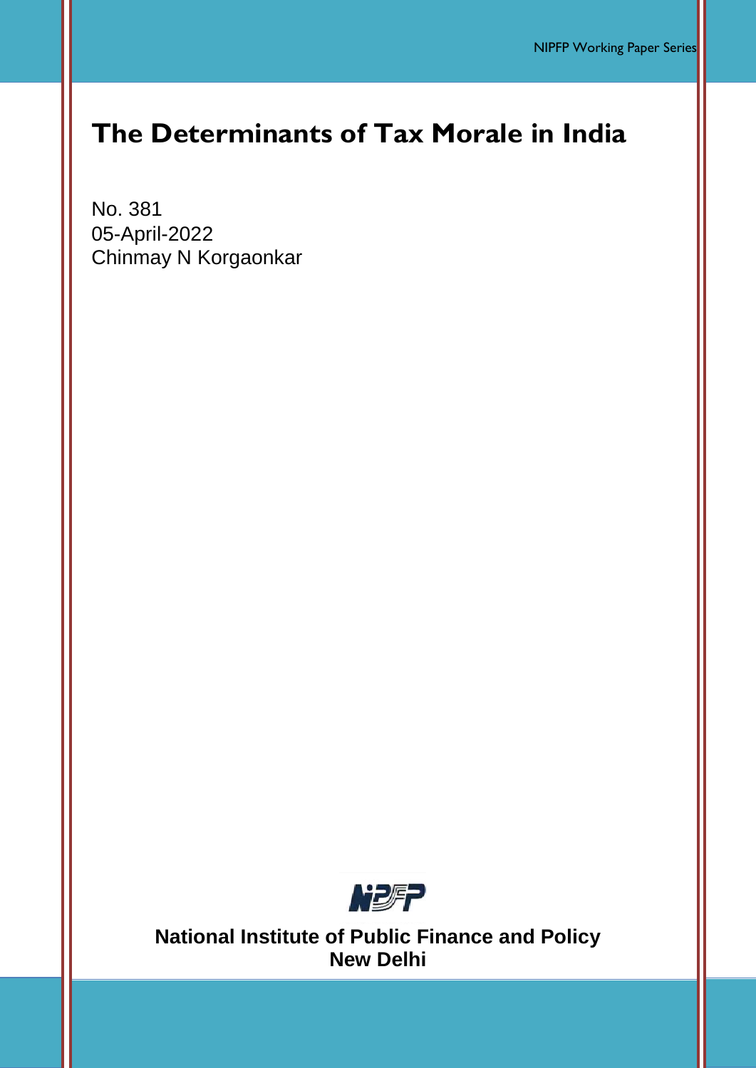# The Determinants of Tax Morale in India

No. 381
05-April-2022
Chinmay N Korgaonkar

**National Institute of Public Finance and Policy**
**New Delhi**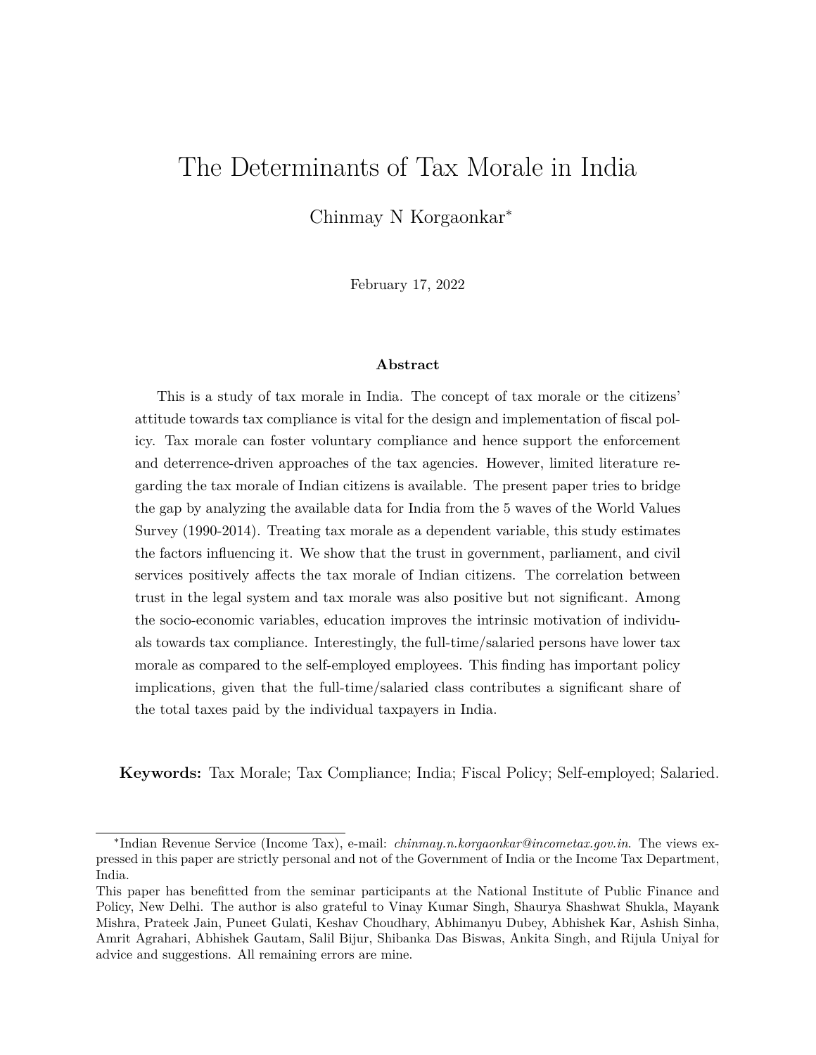# The Determinants of Tax Morale in India

Chinmay N Korgaonkar*

February 17, 2022

**Abstract**

This is a study of tax morale in India. The concept of tax morale or the citizens' attitude towards tax compliance is vital for the design and implementation of fiscal policy. Tax morale can foster voluntary compliance and hence support the enforcement and deterrence-driven approaches of the tax agencies. However, limited literature regarding the tax morale of Indian citizens is available. The present paper tries to bridge the gap by analyzing the available data for India from the 5 waves of the World Values Survey (1990-2014). Treating tax morale as a dependent variable, this study estimates the factors influencing it. We show that the trust in government, parliament, and civil services positively affects the tax morale of Indian citizens. The correlation between trust in the legal system and tax morale was also positive but not significant. Among the socio-economic variables, education improves the intrinsic motivation of individuals towards tax compliance. Interestingly, the full-time/salaried persons have lower tax morale as compared to the self-employed employees. This finding has important policy implications, given that the full-time/salaried class contributes a significant share of the total taxes paid by the individual taxpayers in India.

**Keywords:** Tax Morale; Tax Compliance; India; Fiscal Policy; Self-employed; Salaried.

---

*Indian Revenue Service (Income Tax), e-mail: *chinmay.n.korgaonkar@incometax.gov.in*. The views expressed in this paper are strictly personal and not of the Government of India or the Income Tax Department, India.

This paper has benefitted from the seminar participants at the National Institute of Public Finance and Policy, New Delhi. The author is also grateful to Vinay Kumar Singh, Shaurya Shashwat Shukla, Mayank Mishra, Prateek Jain, Puneet Gulati, Keshav Choudhary, Abhimanyu Dubey, Abhishek Kar, Ashish Sinha, Amrit Agrahari, Abhishek Gautam, Salil Bijur, Shibanka Das Biswas, Ankita Singh, and Rijula Uniyal for advice and suggestions. All remaining errors are mine.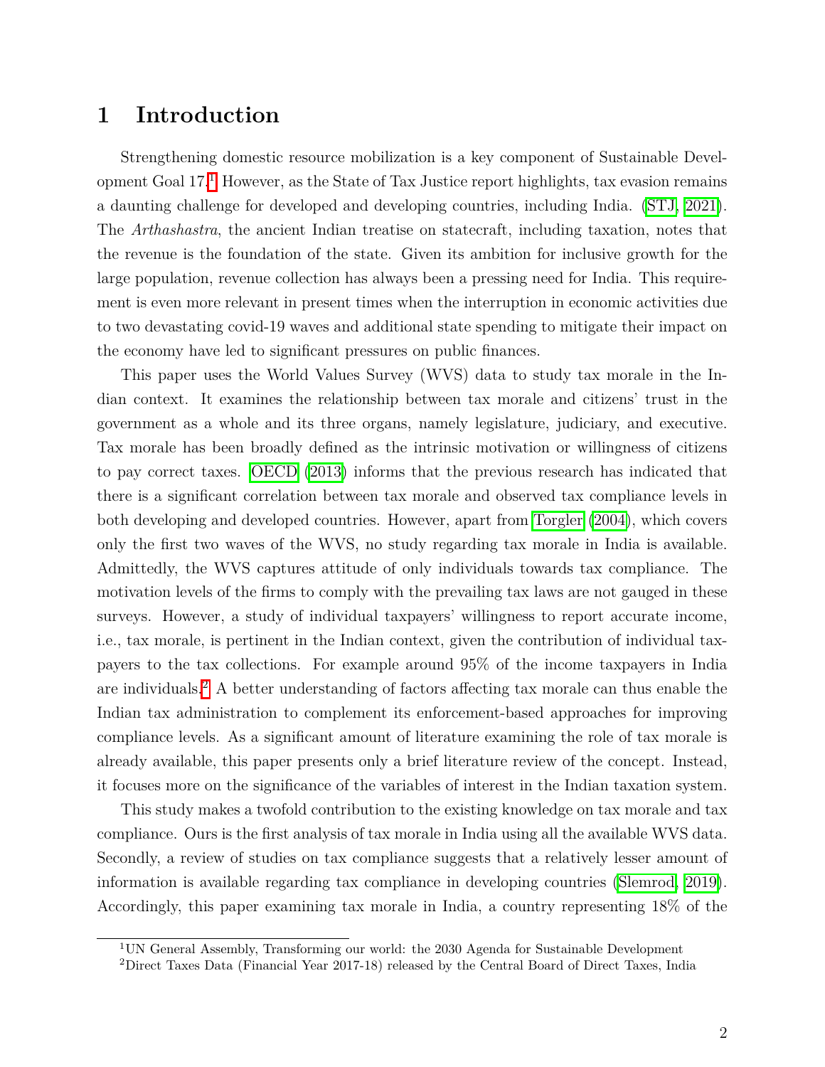# 1 Introduction

Strengthening domestic resource mobilization is a key component of Sustainable Development Goal 17.[1] However, as the State of Tax Justice report highlights, tax evasion remains a daunting challenge for developed and developing countries, including India. (STJ, 2021). The *Arthashastra*, the ancient Indian treatise on statecraft, including taxation, notes that the revenue is the foundation of the state. Given its ambition for inclusive growth for the large population, revenue collection has always been a pressing need for India. This requirement is even more relevant in present times when the interruption in economic activities due to two devastating covid-19 waves and additional state spending to mitigate their impact on the economy have led to significant pressures on public finances.

This paper uses the World Values Survey (WVS) data to study tax morale in the Indian context. It examines the relationship between tax morale and citizens' trust in the government as a whole and its three organs, namely legislature, judiciary, and executive. Tax morale has been broadly defined as the intrinsic motivation or willingness of citizens to pay correct taxes. OECD (2013) informs that the previous research has indicated that there is a significant correlation between tax morale and observed tax compliance levels in both developing and developed countries. However, apart from Torgler (2004), which covers only the first two waves of the WVS, no study regarding tax morale in India is available. Admittedly, the WVS captures attitude of only individuals towards tax compliance. The motivation levels of the firms to comply with the prevailing tax laws are not gauged in these surveys. However, a study of individual taxpayers' willingness to report accurate income, i.e., tax morale, is pertinent in the Indian context, given the contribution of individual taxpayers to the tax collections. For example around 95% of the income taxpayers in India are individuals.[2] A better understanding of factors affecting tax morale can thus enable the Indian tax administration to complement its enforcement-based approaches for improving compliance levels. As a significant amount of literature examining the role of tax morale is already available, this paper presents only a brief literature review of the concept. Instead, it focuses more on the significance of the variables of interest in the Indian taxation system.

This study makes a twofold contribution to the existing knowledge on tax morale and tax compliance. Ours is the first analysis of tax morale in India using all the available WVS data. Secondly, a review of studies on tax compliance suggests that a relatively lesser amount of information is available regarding tax compliance in developing countries (Slemrod, 2019). Accordingly, this paper examining tax morale in India, a country representing 18% of the

---

[1] UN General Assembly, Transforming our world: the 2030 Agenda for Sustainable Development

[2] Direct Taxes Data (Financial Year 2017-18) released by the Central Board of Direct Taxes, India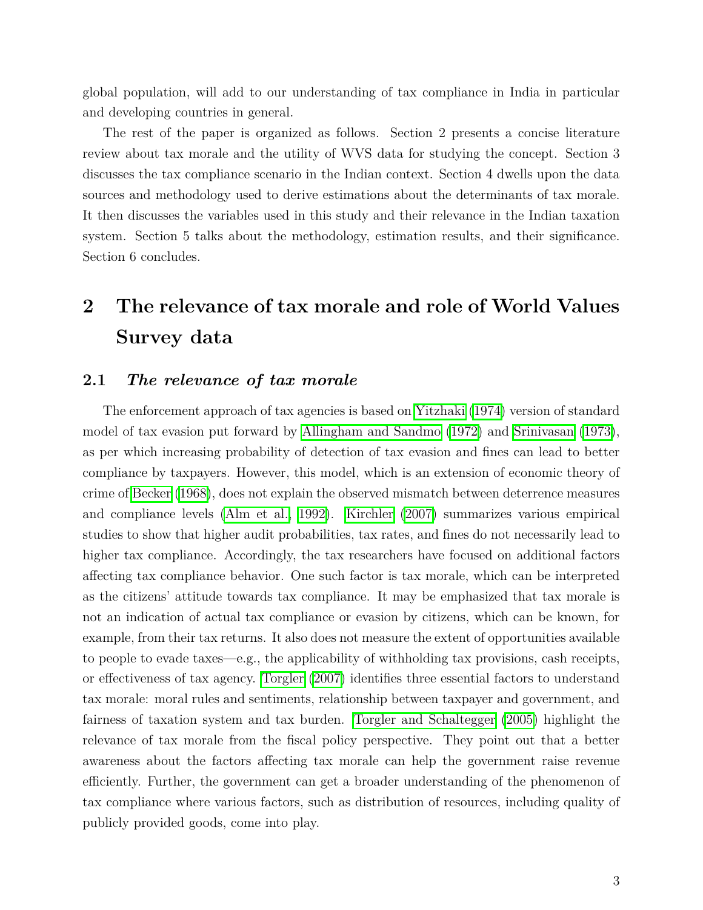global population, will add to our understanding of tax compliance in India in particular and developing countries in general.

The rest of the paper is organized as follows. Section 2 presents a concise literature review about tax morale and the utility of WVS data for studying the concept. Section 3 discusses the tax compliance scenario in the Indian context. Section 4 dwells upon the data sources and methodology used to derive estimations about the determinants of tax morale. It then discusses the variables used in this study and their relevance in the Indian taxation system. Section 5 talks about the methodology, estimation results, and their significance. Section 6 concludes.

# 2 The relevance of tax morale and role of World Values Survey data

## 2.1 *The relevance of tax morale*

The enforcement approach of tax agencies is based on Yitzhaki (1974) version of standard model of tax evasion put forward by Allingham and Sandmo (1972) and Srinivasan (1973), as per which increasing probability of detection of tax evasion and fines can lead to better compliance by taxpayers. However, this model, which is an extension of economic theory of crime of Becker (1968), does not explain the observed mismatch between deterrence measures and compliance levels (Alm et al., 1992). Kirchler (2007) summarizes various empirical studies to show that higher audit probabilities, tax rates, and fines do not necessarily lead to higher tax compliance. Accordingly, the tax researchers have focused on additional factors affecting tax compliance behavior. One such factor is tax morale, which can be interpreted as the citizens' attitude towards tax compliance. It may be emphasized that tax morale is not an indication of actual tax compliance or evasion by citizens, which can be known, for example, from their tax returns. It also does not measure the extent of opportunities available to people to evade taxes—e.g., the applicability of withholding tax provisions, cash receipts, or effectiveness of tax agency. Torgler (2007) identifies three essential factors to understand tax morale: moral rules and sentiments, relationship between taxpayer and government, and fairness of taxation system and tax burden. Torgler and Schaltegger (2005) highlight the relevance of tax morale from the fiscal policy perspective. They point out that a better awareness about the factors affecting tax morale can help the government raise revenue efficiently. Further, the government can get a broader understanding of the phenomenon of tax compliance where various factors, such as distribution of resources, including quality of publicly provided goods, come into play.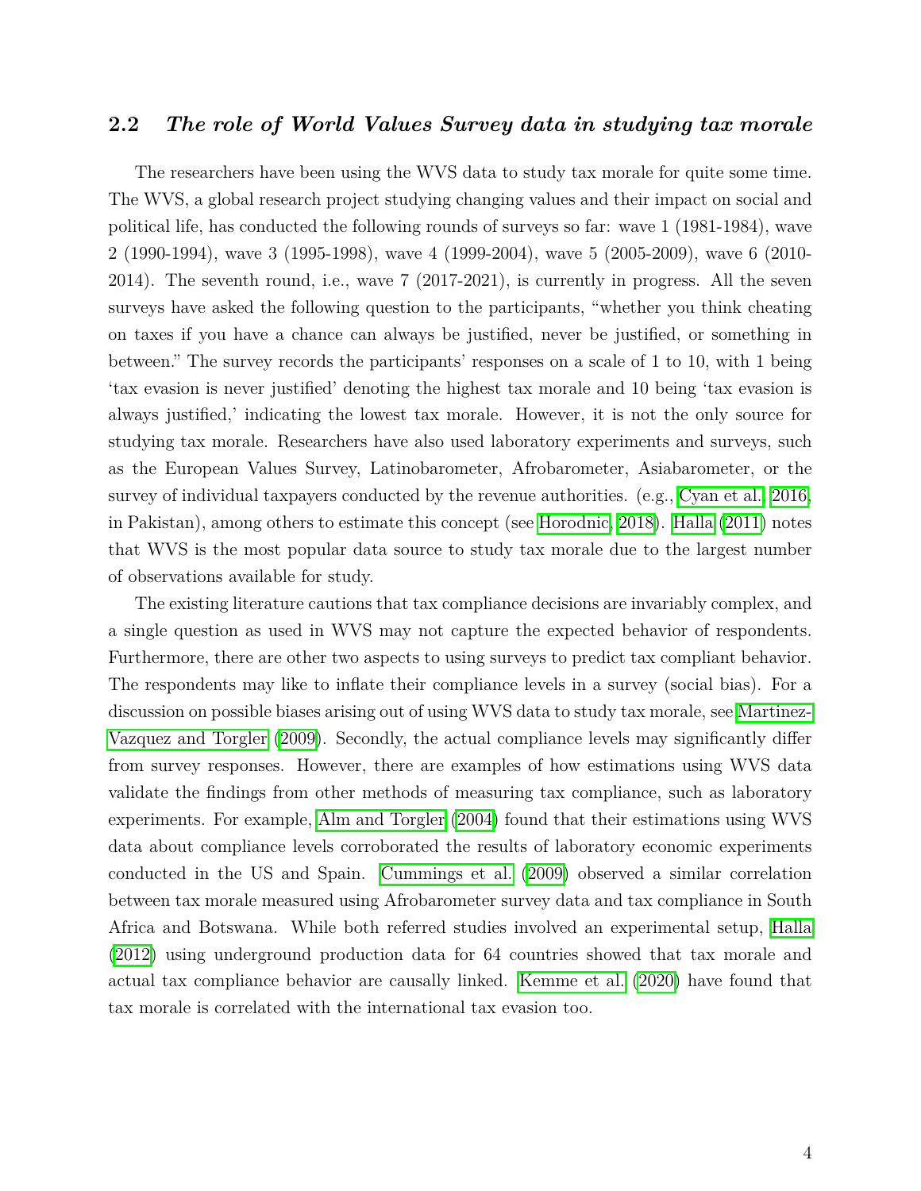## 2.2 *The role of World Values Survey data in studying tax morale*

The researchers have been using the WVS data to study tax morale for quite some time. The WVS, a global research project studying changing values and their impact on social and political life, has conducted the following rounds of surveys so far: wave 1 (1981-1984), wave 2 (1990-1994), wave 3 (1995-1998), wave 4 (1999-2004), wave 5 (2005-2009), wave 6 (2010-2014). The seventh round, i.e., wave 7 (2017-2021), is currently in progress. All the seven surveys have asked the following question to the participants, "whether you think cheating on taxes if you have a chance can always be justified, never be justified, or something in between." The survey records the participants' responses on a scale of 1 to 10, with 1 being 'tax evasion is never justified' denoting the highest tax morale and 10 being 'tax evasion is always justified,' indicating the lowest tax morale. However, it is not the only source for studying tax morale. Researchers have also used laboratory experiments and surveys, such as the European Values Survey, Latinobarometer, Afrobarometer, Asiabarometer, or the survey of individual taxpayers conducted by the revenue authorities. (e.g., Cyan et al., 2016, in Pakistan), among others to estimate this concept (see Horodnic, 2018). Halla (2011) notes that WVS is the most popular data source to study tax morale due to the largest number of observations available for study.

The existing literature cautions that tax compliance decisions are invariably complex, and a single question as used in WVS may not capture the expected behavior of respondents. Furthermore, there are other two aspects to using surveys to predict tax compliant behavior. The respondents may like to inflate their compliance levels in a survey (social bias). For a discussion on possible biases arising out of using WVS data to study tax morale, see Martinez-Vazquez and Torgler (2009). Secondly, the actual compliance levels may significantly differ from survey responses. However, there are examples of how estimations using WVS data validate the findings from other methods of measuring tax compliance, such as laboratory experiments. For example, Alm and Torgler (2004) found that their estimations using WVS data about compliance levels corroborated the results of laboratory economic experiments conducted in the US and Spain. Cummings et al. (2009) observed a similar correlation between tax morale measured using Afrobarometer survey data and tax compliance in South Africa and Botswana. While both referred studies involved an experimental setup, Halla (2012) using underground production data for 64 countries showed that tax morale and actual tax compliance behavior are causally linked. Kemme et al. (2020) have found that tax morale is correlated with the international tax evasion too.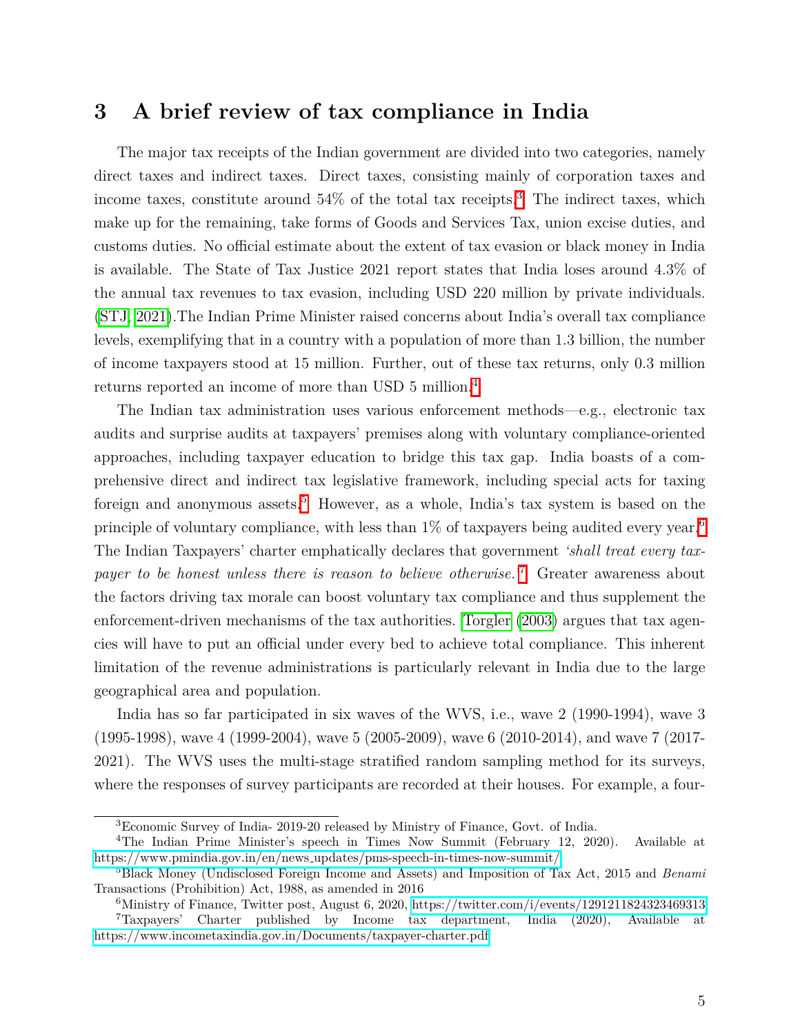## 3 A brief review of tax compliance in India

The major tax receipts of the Indian government are divided into two categories, namely direct taxes and indirect taxes. Direct taxes, consisting mainly of corporation taxes and income taxes, constitute around 54% of the total tax receipts.[3] The indirect taxes, which make up for the remaining, take forms of Goods and Services Tax, union excise duties, and customs duties. No official estimate about the extent of tax evasion or black money in India is available. The State of Tax Justice 2021 report states that India loses around 4.3% of the annual tax revenues to tax evasion, including USD 220 million by private individuals. (STJ, 2021).The Indian Prime Minister raised concerns about India's overall tax compliance levels, exemplifying that in a country with a population of more than 1.3 billion, the number of income taxpayers stood at 15 million. Further, out of these tax returns, only 0.3 million returns reported an income of more than USD 5 million.[4]

The Indian tax administration uses various enforcement methods—e.g., electronic tax audits and surprise audits at taxpayers' premises along with voluntary compliance-oriented approaches, including taxpayer education to bridge this tax gap. India boasts of a comprehensive direct and indirect tax legislative framework, including special acts for taxing foreign and anonymous assets.[5] However, as a whole, India's tax system is based on the principle of voluntary compliance, with less than 1% of taxpayers being audited every year.[6] The Indian Taxpayers' charter emphatically declares that government *'shall treat every taxpayer to be honest unless there is reason to believe otherwise.'*[7] Greater awareness about the factors driving tax morale can boost voluntary tax compliance and thus supplement the enforcement-driven mechanisms of the tax authorities. Torgler (2003) argues that tax agencies will have to put an official under every bed to achieve total compliance. This inherent limitation of the revenue administrations is particularly relevant in India due to the large geographical area and population.

India has so far participated in six waves of the WVS, i.e., wave 2 (1990-1994), wave 3 (1995-1998), wave 4 (1999-2004), wave 5 (2005-2009), wave 6 (2010-2014), and wave 7 (2017-2021). The WVS uses the multi-stage stratified random sampling method for its surveys, where the responses of survey participants are recorded at their houses. For example, a four-

---

[3] Economic Survey of India- 2019-20 released by Ministry of Finance, Govt. of India.

[4] The Indian Prime Minister's speech in Times Now Summit (February 12, 2020). Available at https://www.pmindia.gov.in/en/news_updates/pms-speech-in-times-now-summit/

[5] Black Money (Undisclosed Foreign Income and Assets) and Imposition of Tax Act, 2015 and *Benami* Transactions (Prohibition) Act, 1988, as amended in 2016

[6] Ministry of Finance, Twitter post, August 6, 2020, https://twitter.com/i/events/1291211824323469313

[7] Taxpayers' Charter published by Income tax department, India (2020), Available at https://www.incometaxindia.gov.in/Documents/taxpayer-charter.pdf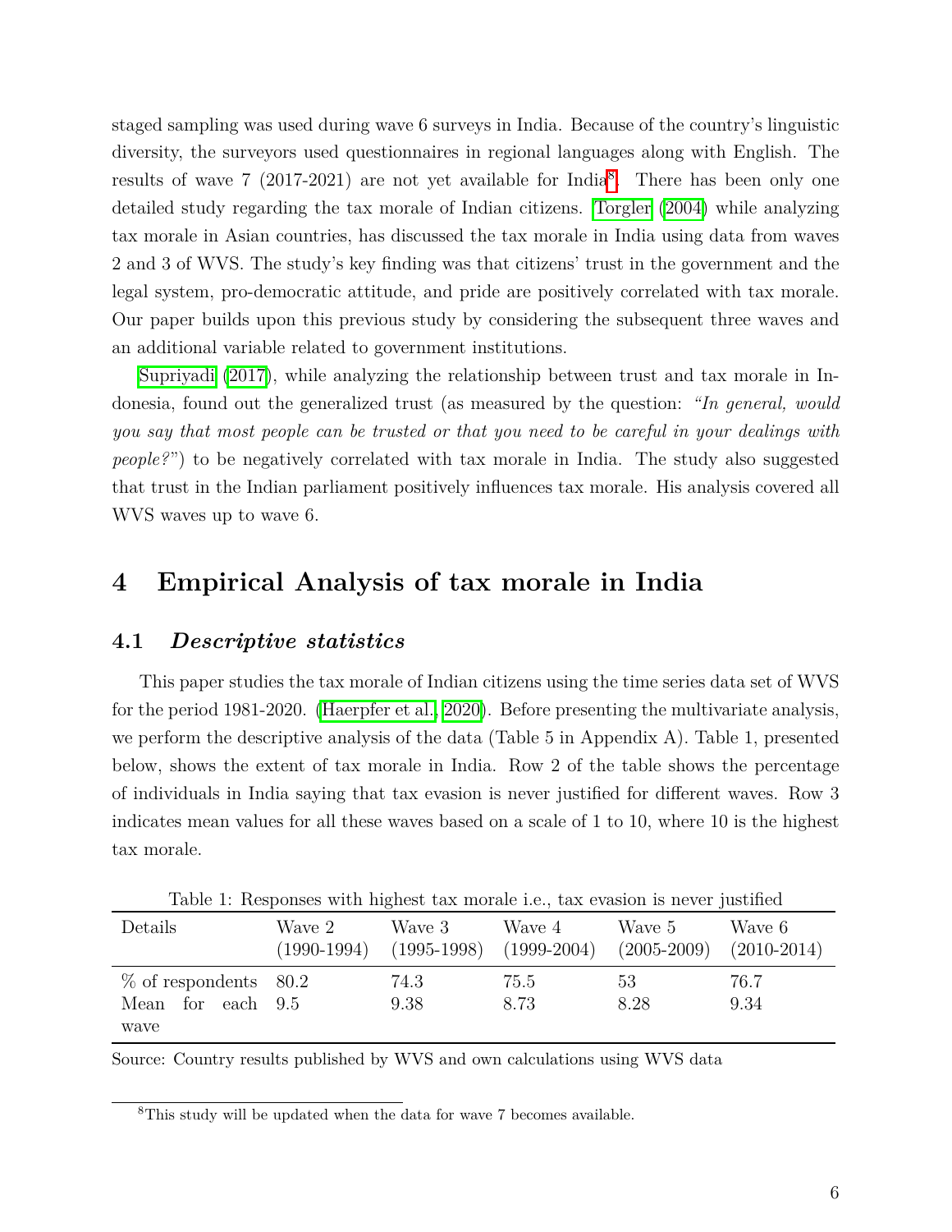staged sampling was used during wave 6 surveys in India. Because of the country's linguistic diversity, the surveyors used questionnaires in regional languages along with English. The results of wave 7 (2017-2021) are not yet available for India[8]. There has been only one detailed study regarding the tax morale of Indian citizens. Torgler (2004) while analyzing tax morale in Asian countries, has discussed the tax morale in India using data from waves 2 and 3 of WVS. The study's key finding was that citizens' trust in the government and the legal system, pro-democratic attitude, and pride are positively correlated with tax morale. Our paper builds upon this previous study by considering the subsequent three waves and an additional variable related to government institutions.

Supriyadi (2017), while analyzing the relationship between trust and tax morale in Indonesia, found out the generalized trust (as measured by the question: *"In general, would you say that most people can be trusted or that you need to be careful in your dealings with people?"*) to be negatively correlated with tax morale in India. The study also suggested that trust in the Indian parliament positively influences tax morale. His analysis covered all WVS waves up to wave 6.

# 4 Empirical Analysis of tax morale in India

## 4.1 *Descriptive statistics*

This paper studies the tax morale of Indian citizens using the time series data set of WVS for the period 1981-2020. (Haerpfer et al., 2020). Before presenting the multivariate analysis, we perform the descriptive analysis of the data (Table 5 in Appendix A). Table 1, presented below, shows the extent of tax morale in India. Row 2 of the table shows the percentage of individuals in India saying that tax evasion is never justified for different waves. Row 3 indicates mean values for all these waves based on a scale of 1 to 10, where 10 is the highest tax morale.

Table 1: Responses with highest tax morale i.e., tax evasion is never justified

| Details | Wave 2 (1990-1994) | Wave 3 (1995-1998) | Wave 4 (1999-2004) | Wave 5 (2005-2009) | Wave 6 (2010-2014) |
|---|---|---|---|---|---|
| % of respondents | 80.2 | 74.3 | 75.5 | 53 | 76.7 |
| Mean for each wave | 9.5 | 9.38 | 8.73 | 8.28 | 9.34 |

Source: Country results published by WVS and own calculations using WVS data

[8] This study will be updated when the data for wave 7 becomes available.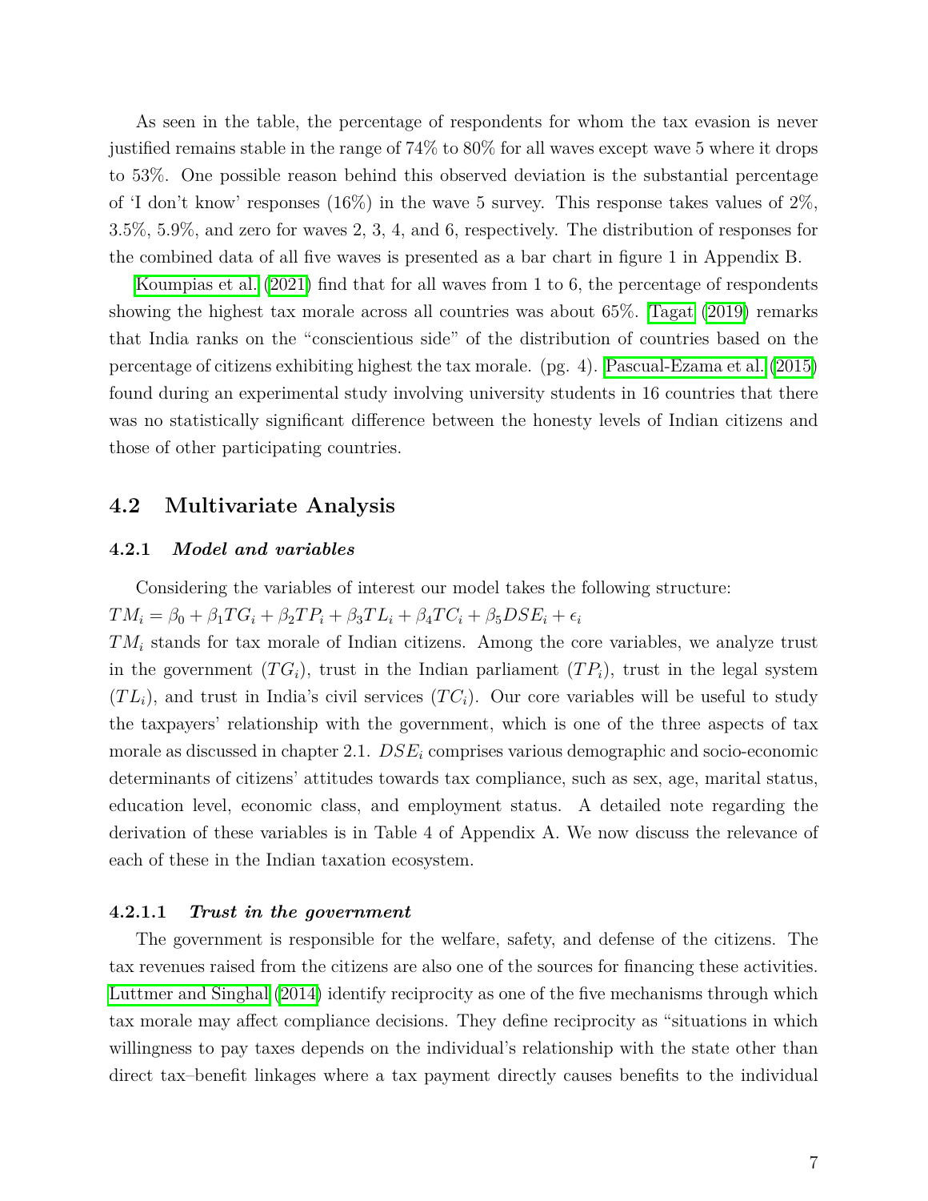As seen in the table, the percentage of respondents for whom the tax evasion is never justified remains stable in the range of 74% to 80% for all waves except wave 5 where it drops to 53%. One possible reason behind this observed deviation is the substantial percentage of 'I don't know' responses (16%) in the wave 5 survey. This response takes values of 2%, 3.5%, 5.9%, and zero for waves 2, 3, 4, and 6, respectively. The distribution of responses for the combined data of all five waves is presented as a bar chart in figure 1 in Appendix B.

Koumpias et al. (2021) find that for all waves from 1 to 6, the percentage of respondents showing the highest tax morale across all countries was about 65%. Tagat (2019) remarks that India ranks on the "conscientious side" of the distribution of countries based on the percentage of citizens exhibiting highest the tax morale. (pg. 4). Pascual-Ezama et al. (2015) found during an experimental study involving university students in 16 countries that there was no statistically significant difference between the honesty levels of Indian citizens and those of other participating countries.

## 4.2 Multivariate Analysis

### 4.2.1 *Model and variables*

Considering the variables of interest our model takes the following structure:

$TM_i = \beta_0 + \beta_1 TG_i + \beta_2 TP_i + \beta_3 TL_i + \beta_4 TC_i + \beta_5 DSE_i + \epsilon_i$

$TM_i$ stands for tax morale of Indian citizens. Among the core variables, we analyze trust in the government ($TG_i$), trust in the Indian parliament ($TP_i$), trust in the legal system ($TL_i$), and trust in India's civil services ($TC_i$). Our core variables will be useful to study the taxpayers' relationship with the government, which is one of the three aspects of tax morale as discussed in chapter 2.1. $DSE_i$ comprises various demographic and socio-economic determinants of citizens' attitudes towards tax compliance, such as sex, age, marital status, education level, economic class, and employment status. A detailed note regarding the derivation of these variables is in Table 4 of Appendix A. We now discuss the relevance of each of these in the Indian taxation ecosystem.

#### 4.2.1.1 *Trust in the government*

The government is responsible for the welfare, safety, and defense of the citizens. The tax revenues raised from the citizens are also one of the sources for financing these activities. Luttmer and Singhal (2014) identify reciprocity as one of the five mechanisms through which tax morale may affect compliance decisions. They define reciprocity as "situations in which willingness to pay taxes depends on the individual's relationship with the state other than direct tax–benefit linkages where a tax payment directly causes benefits to the individual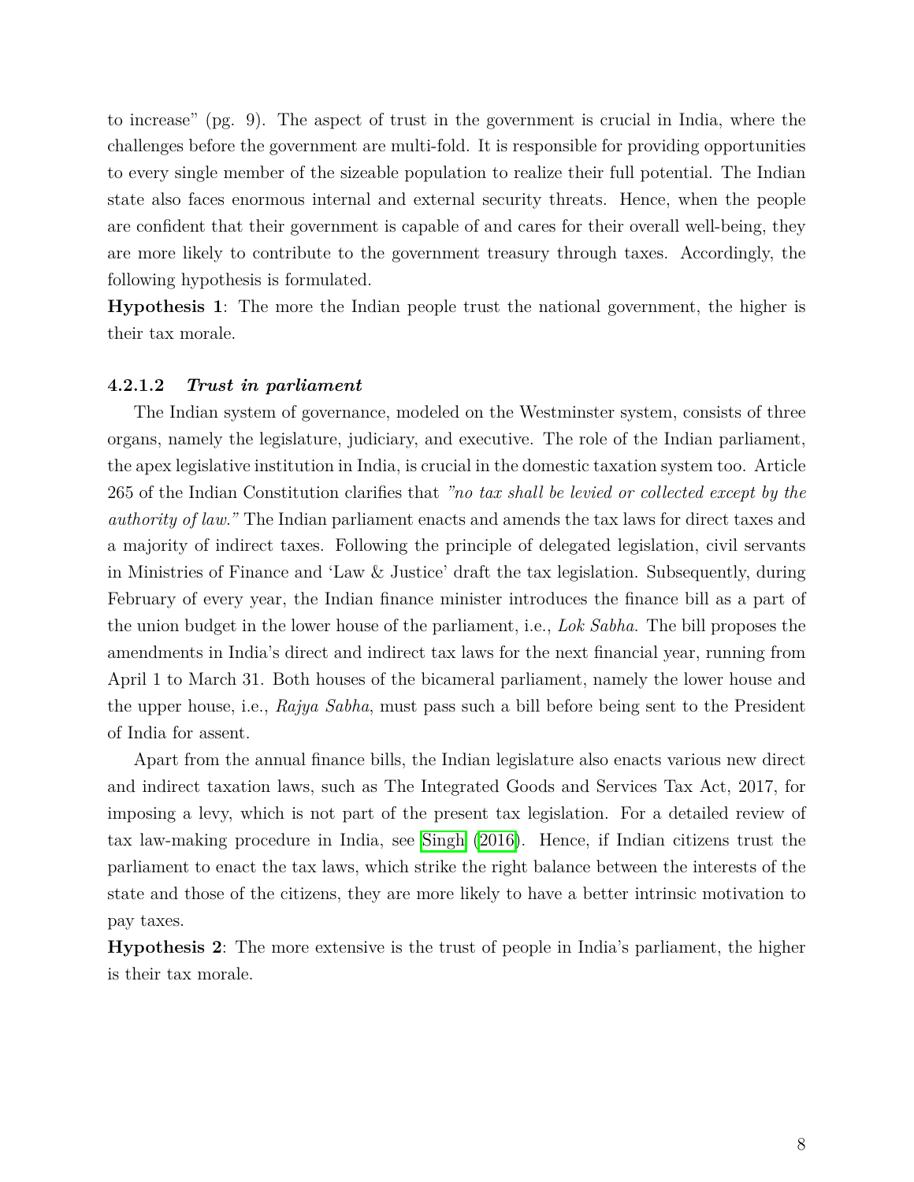to increase" (pg. 9). The aspect of trust in the government is crucial in India, where the challenges before the government are multi-fold. It is responsible for providing opportunities to every single member of the sizeable population to realize their full potential. The Indian state also faces enormous internal and external security threats. Hence, when the people are confident that their government is capable of and cares for their overall well-being, they are more likely to contribute to the government treasury through taxes. Accordingly, the following hypothesis is formulated.

**Hypothesis 1**: The more the Indian people trust the national government, the higher is their tax morale.

#### 4.2.1.2 *Trust in parliament*

The Indian system of governance, modeled on the Westminster system, consists of three organs, namely the legislature, judiciary, and executive. The role of the Indian parliament, the apex legislative institution in India, is crucial in the domestic taxation system too. Article 265 of the Indian Constitution clarifies that *"no tax shall be levied or collected except by the authority of law."* The Indian parliament enacts and amends the tax laws for direct taxes and a majority of indirect taxes. Following the principle of delegated legislation, civil servants in Ministries of Finance and 'Law & Justice' draft the tax legislation. Subsequently, during February of every year, the Indian finance minister introduces the finance bill as a part of the union budget in the lower house of the parliament, i.e., *Lok Sabha.* The bill proposes the amendments in India's direct and indirect tax laws for the next financial year, running from April 1 to March 31. Both houses of the bicameral parliament, namely the lower house and the upper house, i.e., *Rajya Sabha*, must pass such a bill before being sent to the President of India for assent.

Apart from the annual finance bills, the Indian legislature also enacts various new direct and indirect taxation laws, such as The Integrated Goods and Services Tax Act, 2017, for imposing a levy, which is not part of the present tax legislation. For a detailed review of tax law-making procedure in India, see Singh (2016). Hence, if Indian citizens trust the parliament to enact the tax laws, which strike the right balance between the interests of the state and those of the citizens, they are more likely to have a better intrinsic motivation to pay taxes.

**Hypothesis 2**: The more extensive is the trust of people in India's parliament, the higher is their tax morale.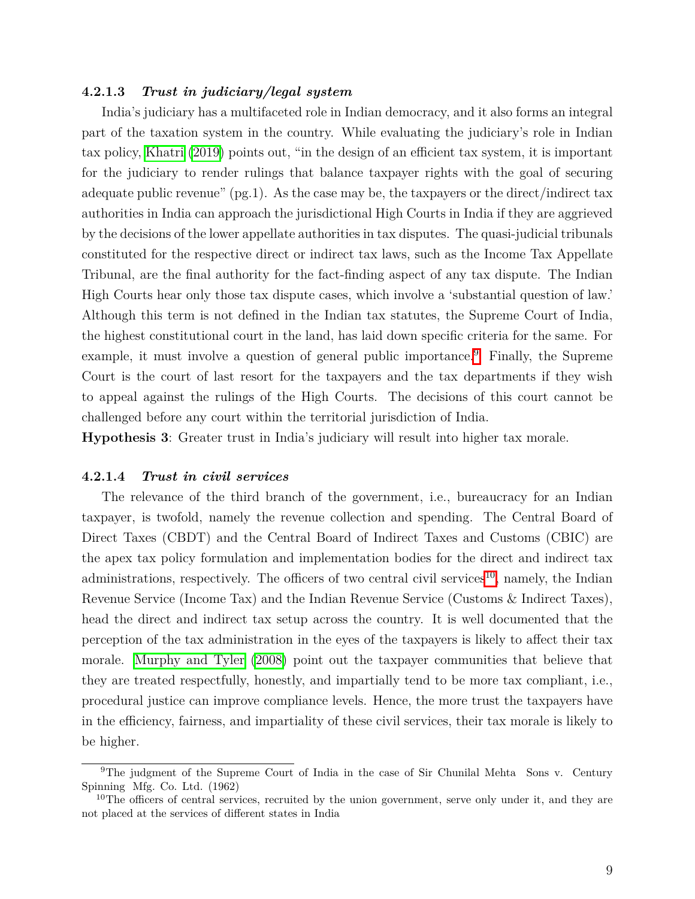#### 4.2.1.3 *Trust in judiciary/legal system*

India's judiciary has a multifaceted role in Indian democracy, and it also forms an integral part of the taxation system in the country. While evaluating the judiciary's role in Indian tax policy, Khatri (2019) points out, "in the design of an efficient tax system, it is important for the judiciary to render rulings that balance taxpayer rights with the goal of securing adequate public revenue" (pg.1). As the case may be, the taxpayers or the direct/indirect tax authorities in India can approach the jurisdictional High Courts in India if they are aggrieved by the decisions of the lower appellate authorities in tax disputes. The quasi-judicial tribunals constituted for the respective direct or indirect tax laws, such as the Income Tax Appellate Tribunal, are the final authority for the fact-finding aspect of any tax dispute. The Indian High Courts hear only those tax dispute cases, which involve a 'substantial question of law.' Although this term is not defined in the Indian tax statutes, the Supreme Court of India, the highest constitutional court in the land, has laid down specific criteria for the same. For example, it must involve a question of general public importance.[9] Finally, the Supreme Court is the court of last resort for the taxpayers and the tax departments if they wish to appeal against the rulings of the High Courts. The decisions of this court cannot be challenged before any court within the territorial jurisdiction of India.

**Hypothesis 3**: Greater trust in India's judiciary will result into higher tax morale.

#### 4.2.1.4 *Trust in civil services*

The relevance of the third branch of the government, i.e., bureaucracy for an Indian taxpayer, is twofold, namely the revenue collection and spending. The Central Board of Direct Taxes (CBDT) and the Central Board of Indirect Taxes and Customs (CBIC) are the apex tax policy formulation and implementation bodies for the direct and indirect tax administrations, respectively. The officers of two central civil services[10], namely, the Indian Revenue Service (Income Tax) and the Indian Revenue Service (Customs & Indirect Taxes), head the direct and indirect tax setup across the country. It is well documented that the perception of the tax administration in the eyes of the taxpayers is likely to affect their tax morale. Murphy and Tyler (2008) point out the taxpayer communities that believe that they are treated respectfully, honestly, and impartially tend to be more tax compliant, i.e., procedural justice can improve compliance levels. Hence, the more trust the taxpayers have in the efficiency, fairness, and impartiality of these civil services, their tax morale is likely to be higher.

---

[9] The judgment of the Supreme Court of India in the case of Sir Chunilal Mehta Sons v. Century Spinning Mfg. Co. Ltd. (1962)

[10] The officers of central services, recruited by the union government, serve only under it, and they are not placed at the services of different states in India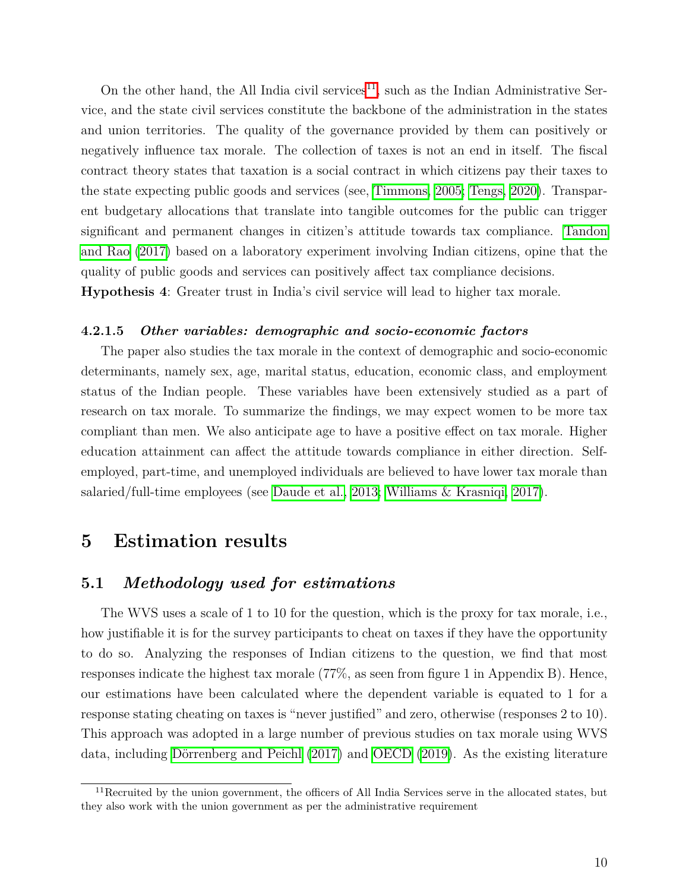On the other hand, the All India civil services[11], such as the Indian Administrative Service, and the state civil services constitute the backbone of the administration in the states and union territories. The quality of the governance provided by them can positively or negatively influence tax morale. The collection of taxes is not an end in itself. The fiscal contract theory states that taxation is a social contract in which citizens pay their taxes to the state expecting public goods and services (see, Timmons, 2005; Tengs, 2020). Transparent budgetary allocations that translate into tangible outcomes for the public can trigger significant and permanent changes in citizen's attitude towards tax compliance. Tandon and Rao (2017) based on a laboratory experiment involving Indian citizens, opine that the quality of public goods and services can positively affect tax compliance decisions.

**Hypothesis 4**: Greater trust in India's civil service will lead to higher tax morale.

#### 4.2.1.5 *Other variables: demographic and socio-economic factors*

The paper also studies the tax morale in the context of demographic and socio-economic determinants, namely sex, age, marital status, education, economic class, and employment status of the Indian people. These variables have been extensively studied as a part of research on tax morale. To summarize the findings, we may expect women to be more tax compliant than men. We also anticipate age to have a positive effect on tax morale. Higher education attainment can affect the attitude towards compliance in either direction. Self-employed, part-time, and unemployed individuals are believed to have lower tax morale than salaried/full-time employees (see Daude et al., 2013; Williams & Krasniqi, 2017).

# 5 Estimation results

## 5.1 *Methodology used for estimations*

The WVS uses a scale of 1 to 10 for the question, which is the proxy for tax morale, i.e., how justifiable it is for the survey participants to cheat on taxes if they have the opportunity to do so. Analyzing the responses of Indian citizens to the question, we find that most responses indicate the highest tax morale (77%, as seen from figure 1 in Appendix B). Hence, our estimations have been calculated where the dependent variable is equated to 1 for a response stating cheating on taxes is "never justified" and zero, otherwise (responses 2 to 10). This approach was adopted in a large number of previous studies on tax morale using WVS data, including Dörrenberg and Peichl (2017) and OECD (2019). As the existing literature

[11] Recruited by the union government, the officers of All India Services serve in the allocated states, but they also work with the union government as per the administrative requirement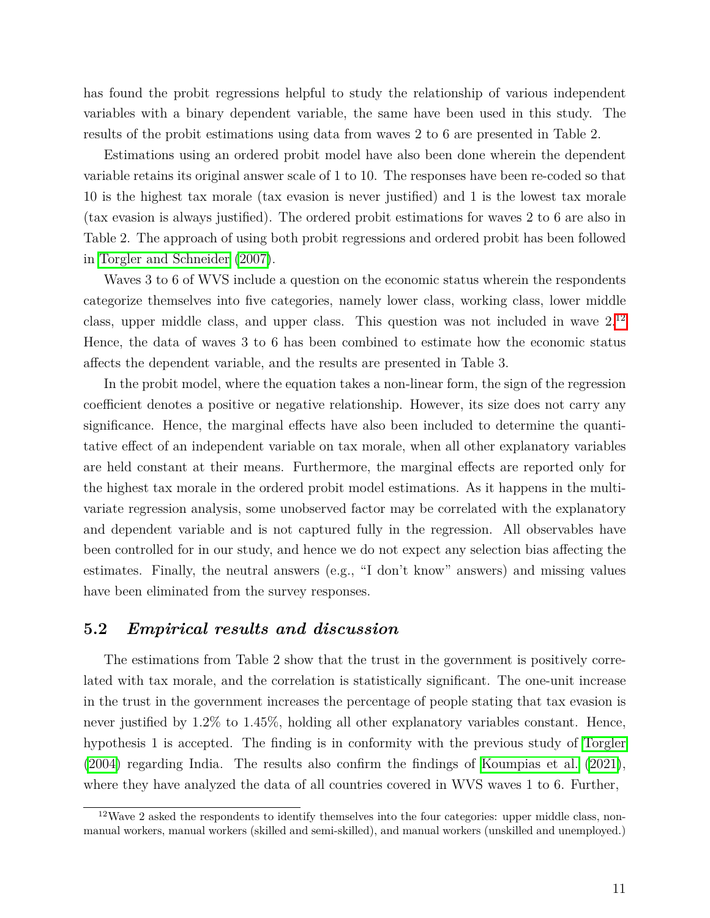has found the probit regressions helpful to study the relationship of various independent variables with a binary dependent variable, the same have been used in this study. The results of the probit estimations using data from waves 2 to 6 are presented in Table 2.

Estimations using an ordered probit model have also been done wherein the dependent variable retains its original answer scale of 1 to 10. The responses have been re-coded so that 10 is the highest tax morale (tax evasion is never justified) and 1 is the lowest tax morale (tax evasion is always justified). The ordered probit estimations for waves 2 to 6 are also in Table 2. The approach of using both probit regressions and ordered probit has been followed in Torgler and Schneider (2007).

Waves 3 to 6 of WVS include a question on the economic status wherein the respondents categorize themselves into five categories, namely lower class, working class, lower middle class, upper middle class, and upper class. This question was not included in wave 2.[12] Hence, the data of waves 3 to 6 has been combined to estimate how the economic status affects the dependent variable, and the results are presented in Table 3.

In the probit model, where the equation takes a non-linear form, the sign of the regression coefficient denotes a positive or negative relationship. However, its size does not carry any significance. Hence, the marginal effects have also been included to determine the quantitative effect of an independent variable on tax morale, when all other explanatory variables are held constant at their means. Furthermore, the marginal effects are reported only for the highest tax morale in the ordered probit model estimations. As it happens in the multivariate regression analysis, some unobserved factor may be correlated with the explanatory and dependent variable and is not captured fully in the regression. All observables have been controlled for in our study, and hence we do not expect any selection bias affecting the estimates. Finally, the neutral answers (e.g., "I don't know" answers) and missing values have been eliminated from the survey responses.

## 5.2 *Empirical results and discussion*

The estimations from Table 2 show that the trust in the government is positively correlated with tax morale, and the correlation is statistically significant. The one-unit increase in the trust in the government increases the percentage of people stating that tax evasion is never justified by 1.2% to 1.45%, holding all other explanatory variables constant. Hence, hypothesis 1 is accepted. The finding is in conformity with the previous study of Torgler (2004) regarding India. The results also confirm the findings of Koumpias et al. (2021), where they have analyzed the data of all countries covered in WVS waves 1 to 6. Further,

[12] Wave 2 asked the respondents to identify themselves into the four categories: upper middle class, non-manual workers, manual workers (skilled and semi-skilled), and manual workers (unskilled and unemployed.)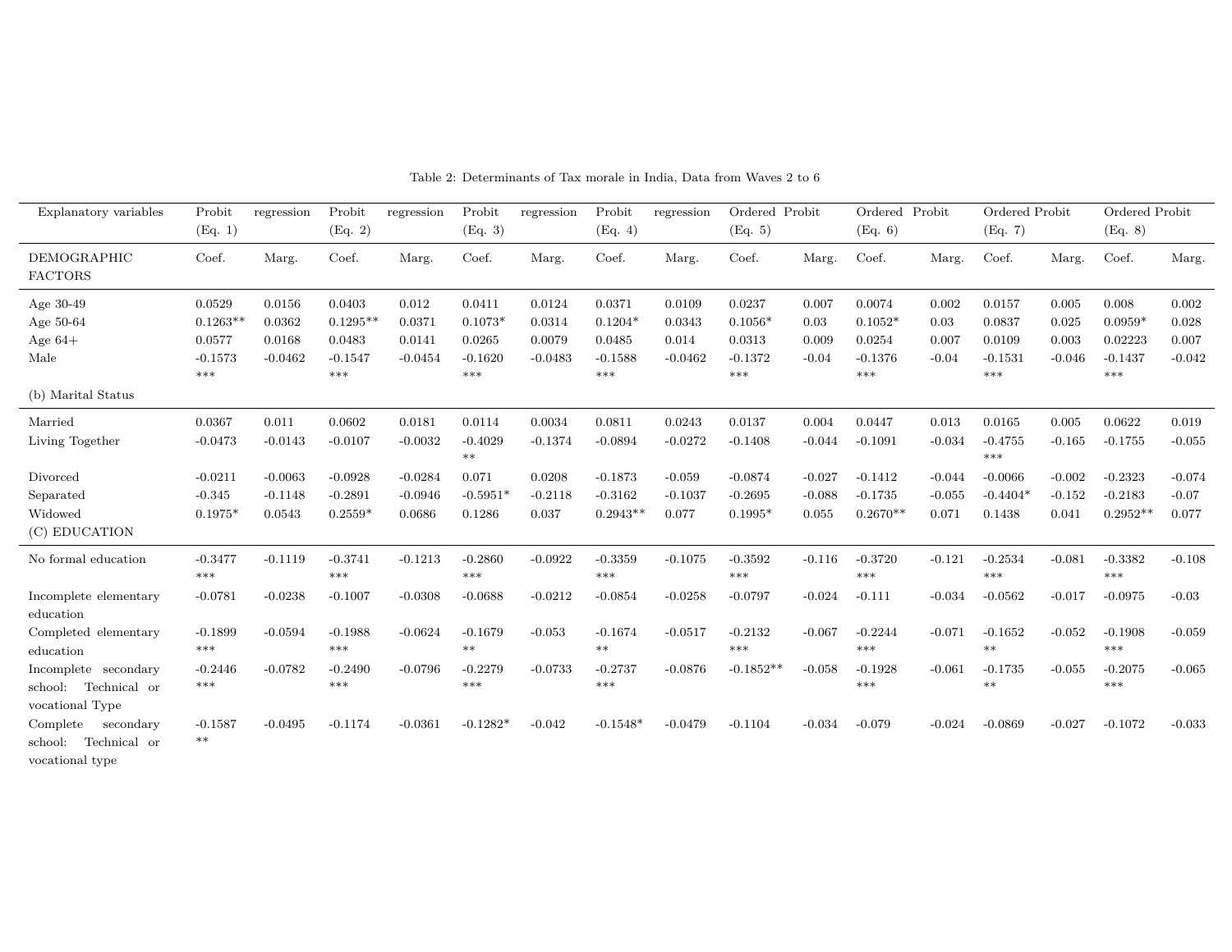Table 2: Determinants of Tax morale in India, Data from Waves 2 to 6

| Explanatory variables | Probit (Eq. 1) | regression | Probit (Eq. 2) | regression | Probit (Eq. 3) | regression | Probit (Eq. 4) | regression | Ordered Probit (Eq. 5) | | Ordered Probit (Eq. 6) | | Ordered Probit (Eq. 7) | | Ordered Probit (Eq. 8) | |
|---|---|---|---|---|---|---|---|---|---|---|---|---|---|---|---|---|
| DEMOGRAPHIC FACTORS | Coef. | Marg. | Coef. | Marg. | Coef. | Marg. | Coef. | Marg. | Coef. | Marg. | Coef. | Marg. | Coef. | Marg. | Coef. | Marg. |
| Age 30-49 | 0.0529 | 0.0156 | 0.0403 | 0.012 | 0.0411 | 0.0124 | 0.0371 | 0.0109 | 0.0237 | 0.007 | 0.0074 | 0.002 | 0.0157 | 0.005 | 0.008 | 0.002 |
| Age 50-64 | 0.1263** | 0.0362 | 0.1295** | 0.0371 | 0.1073* | 0.0314 | 0.1204* | 0.0343 | 0.1056* | 0.03 | 0.1052* | 0.03 | 0.0837 | 0.025 | 0.0959* | 0.028 |
| Age 64+ | 0.0577 | 0.0168 | 0.0483 | 0.0141 | 0.0265 | 0.0079 | 0.0485 | 0.014 | 0.0313 | 0.009 | 0.0254 | 0.007 | 0.0109 | 0.003 | 0.02223 | 0.007 |
| Male | -0.1573 *** | -0.0462 | -0.1547 *** | -0.0454 | -0.1620 *** | -0.0483 | -0.1588 *** | -0.0462 | -0.1372 *** | -0.04 | -0.1376 *** | -0.04 | -0.1531 *** | -0.046 | -0.1437 *** | -0.042 |
| (b) Marital Status | | | | | | | | | | | | | | | | |
| Married | 0.0367 | 0.011 | 0.0602 | 0.0181 | 0.0114 | 0.0034 | 0.0811 | 0.0243 | 0.0137 | 0.004 | 0.0447 | 0.013 | 0.0165 | 0.005 | 0.0622 | 0.019 |
| Living Together | -0.0473 | -0.0143 | -0.0107 | -0.0032 | -0.4029 ** | -0.1374 | -0.0894 | -0.0272 | -0.1408 | -0.044 | -0.1091 | -0.034 | -0.4755 *** | -0.165 | -0.1755 | -0.055 |
| Divorced | -0.0211 | -0.0063 | -0.0928 | -0.0284 | 0.071 | 0.0208 | -0.1873 | -0.059 | -0.0874 | -0.027 | -0.1412 | -0.044 | -0.0066 | -0.002 | -0.2323 | -0.074 |
| Separated | -0.345 | -0.1148 | -0.2891 | -0.0946 | -0.5951* | -0.2118 | -0.3162 | -0.1037 | -0.2695 | -0.088 | -0.1735 | -0.055 | -0.4404* | -0.152 | -0.2183 | -0.07 |
| Widowed | 0.1975* | 0.0543 | 0.2559* | 0.0686 | 0.1286 | 0.037 | 0.2943** | 0.077 | 0.1995* | 0.055 | 0.2670** | 0.071 | 0.1438 | 0.041 | 0.2952** | 0.077 |
| (C) EDUCATION | | | | | | | | | | | | | | | | |
| No formal education | -0.3477 *** | -0.1119 | -0.3741 *** | -0.1213 | -0.2860 *** | -0.0922 | -0.3359 *** | -0.1075 | -0.3592 *** | -0.116 | -0.3720 *** | -0.121 | -0.2534 *** | -0.081 | -0.3382 *** | -0.108 |
| Incomplete elementary education | -0.0781 | -0.0238 | -0.1007 | -0.0308 | -0.0688 | -0.0212 | -0.0854 | -0.0258 | -0.0797 | -0.024 | -0.111 | -0.034 | -0.0562 | -0.017 | -0.0975 | -0.03 |
| Completed elementary education | -0.1899 *** | -0.0594 | -0.1988 *** | -0.0624 | -0.1679 ** | -0.053 | -0.1674 ** | -0.0517 | -0.2132 *** | -0.067 | -0.2244 *** | -0.071 | -0.1652 ** | -0.052 | -0.1908 *** | -0.059 |
| Incomplete secondary school: Technical or vocational Type | -0.2446 *** | -0.0782 | -0.2490 *** | -0.0796 | -0.2279 *** | -0.0733 | -0.2737 *** | -0.0876 | -0.1852** | -0.058 | -0.1928 *** | -0.061 | -0.1735 ** | -0.055 | -0.2075 *** | -0.065 |
| Complete secondary school: Technical or vocational type | -0.1587 ** | -0.0495 | -0.1174 | -0.0361 | -0.1282* | -0.042 | -0.1548* | -0.0479 | -0.1104 | -0.034 | -0.079 | -0.024 | -0.0869 | -0.027 | -0.1072 | -0.033 |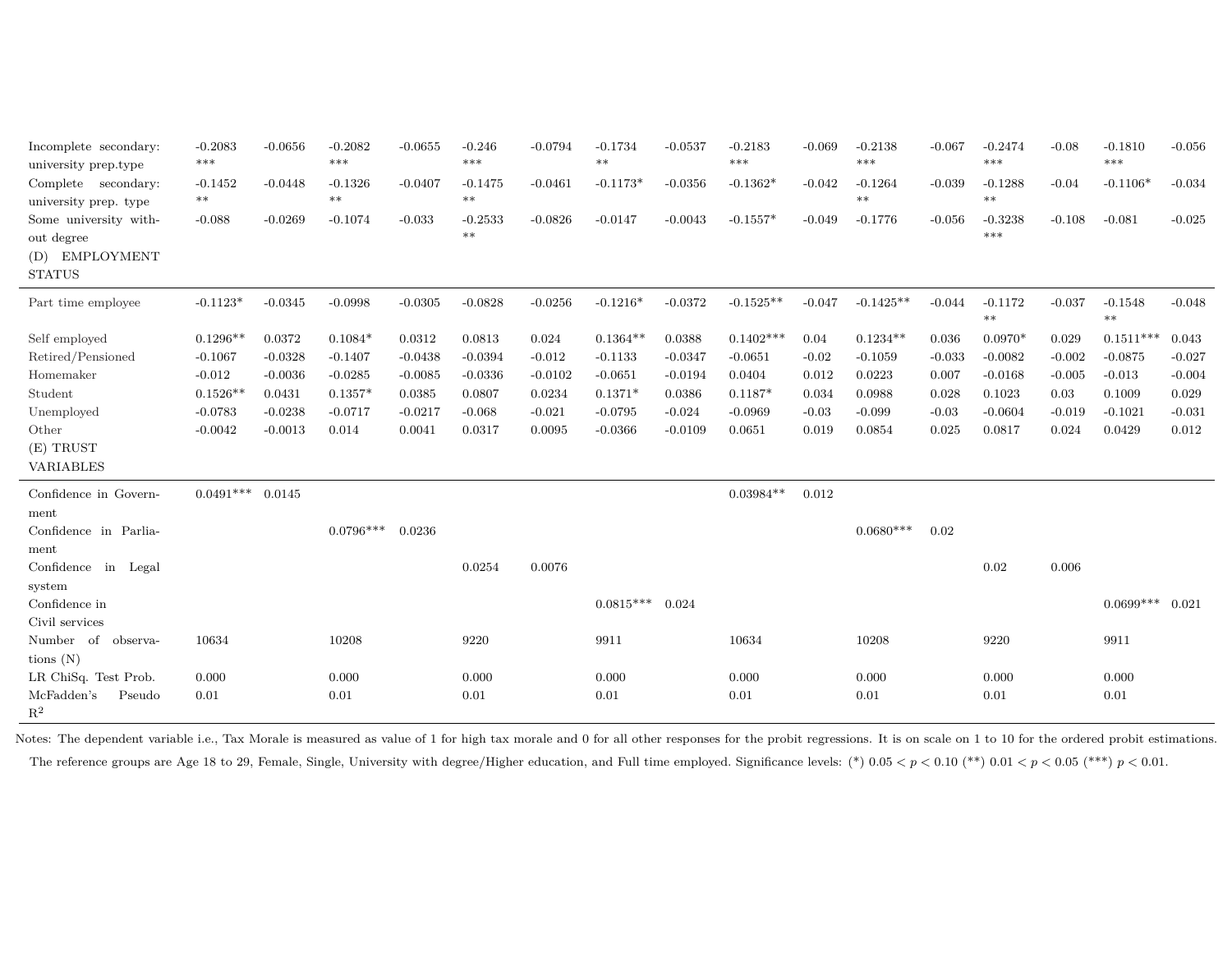| | | | | | | | | | | | | | | | | |
|---|---|---|---|---|---|---|---|---|---|---|---|---|---|---|---|---|
| Incomplete secondary: university prep.type | -0.2083 *** | -0.0656 | -0.2082 *** | -0.0655 | -0.246 *** | -0.0794 | -0.1734 ** | -0.0537 | -0.2183 *** | -0.069 | -0.2138 *** | -0.067 | -0.2474 *** | -0.08 | -0.1810 *** | -0.056 |
| Complete secondary: university prep. type | -0.1452 ** | -0.0448 | -0.1326 ** | -0.0407 | -0.1475 ** | -0.0461 | -0.1173* | -0.0356 | -0.1362* | -0.042 | -0.1264 ** | -0.039 | -0.1288 ** | -0.04 | -0.1106* | -0.034 |
| Some university without degree | -0.088 | -0.0269 | -0.1074 | -0.033 | -0.2533 ** | -0.0826 | -0.0147 | -0.0043 | -0.1557* | -0.049 | -0.1776 | -0.056 | -0.3238 *** | -0.108 | -0.081 | -0.025 |
| (D) EMPLOYMENT STATUS | | | | | | | | | | | | | | | | |
| Part time employee | -0.1123* | -0.0345 | -0.0998 | -0.0305 | -0.0828 | -0.0256 | -0.1216* | -0.0372 | -0.1525** | -0.047 | -0.1425** | -0.044 | -0.1172 ** | -0.037 | -0.1548 ** | -0.048 |
| Self employed | 0.1296** | 0.0372 | 0.1084* | 0.0312 | 0.0813 | 0.024 | 0.1364** | 0.0388 | 0.1402*** | 0.04 | 0.1234** | 0.036 | 0.0970* | 0.029 | 0.1511*** | 0.043 |
| Retired/Pensioned | -0.1067 | -0.0328 | -0.1407 | -0.0438 | -0.0394 | -0.012 | -0.1133 | -0.0347 | -0.0651 | -0.02 | -0.1059 | -0.033 | -0.0082 | -0.002 | -0.0875 | -0.027 |
| Homemaker | -0.012 | -0.0036 | -0.0285 | -0.0085 | -0.0336 | -0.0102 | -0.0651 | -0.0194 | 0.0404 | 0.012 | 0.0223 | 0.007 | -0.0168 | -0.005 | -0.013 | -0.004 |
| Student | 0.1526** | 0.0431 | 0.1357* | 0.0385 | 0.0807 | 0.0234 | 0.1371* | 0.0386 | 0.1187* | 0.034 | 0.0988 | 0.028 | 0.1023 | 0.03 | 0.1009 | 0.029 |
| Unemployed | -0.0783 | -0.0238 | -0.0717 | -0.0217 | -0.068 | -0.021 | -0.0795 | -0.024 | -0.0969 | -0.03 | -0.099 | -0.03 | -0.0604 | -0.019 | -0.1021 | -0.031 |
| Other | -0.0042 | -0.0013 | 0.014 | 0.0041 | 0.0317 | 0.0095 | -0.0366 | -0.0109 | 0.0651 | 0.019 | 0.0854 | 0.025 | 0.0817 | 0.024 | 0.0429 | 0.012 |
| (E) TRUST VARIABLES | | | | | | | | | | | | | | | | |
| Confidence in Government | 0.0491*** | 0.0145 | | | | | | | 0.03984** | 0.012 | | | | | | |
| Confidence in Parliament | | | 0.0796*** | 0.0236 | | | | | | | 0.0680*** | 0.02 | | | | |
| Confidence in Legal system | | | | | 0.0254 | 0.0076 | | | | | | | 0.02 | 0.006 | | |
| Confidence in Civil services | | | | | | | 0.0815*** | 0.024 | | | | | | | 0.0699*** | 0.021 |
| Number of observations (N) | 10634 | | 10208 | | 9220 | | 9911 | | 10634 | | 10208 | | 9220 | | 9911 | |
| LR ChiSq. Test Prob. | 0.000 | | 0.000 | | 0.000 | | 0.000 | | 0.000 | | 0.000 | | 0.000 | | 0.000 | |
| McFadden's Pseudo $R^2$ | 0.01 | | 0.01 | | 0.01 | | 0.01 | | 0.01 | | 0.01 | | 0.01 | | 0.01 | |

Notes: The dependent variable i.e., Tax Morale is measured as value of 1 for high tax morale and 0 for all other responses for the probit regressions. It is on scale on 1 to 10 for the ordered probit estimations.

The reference groups are Age 18 to 29, Female, Single, University with degree/Higher education, and Full time employed. Significance levels: (*) $0.05 < p < 0.10$ (**) $0.01 < p < 0.05$ (***) $p < 0.01$.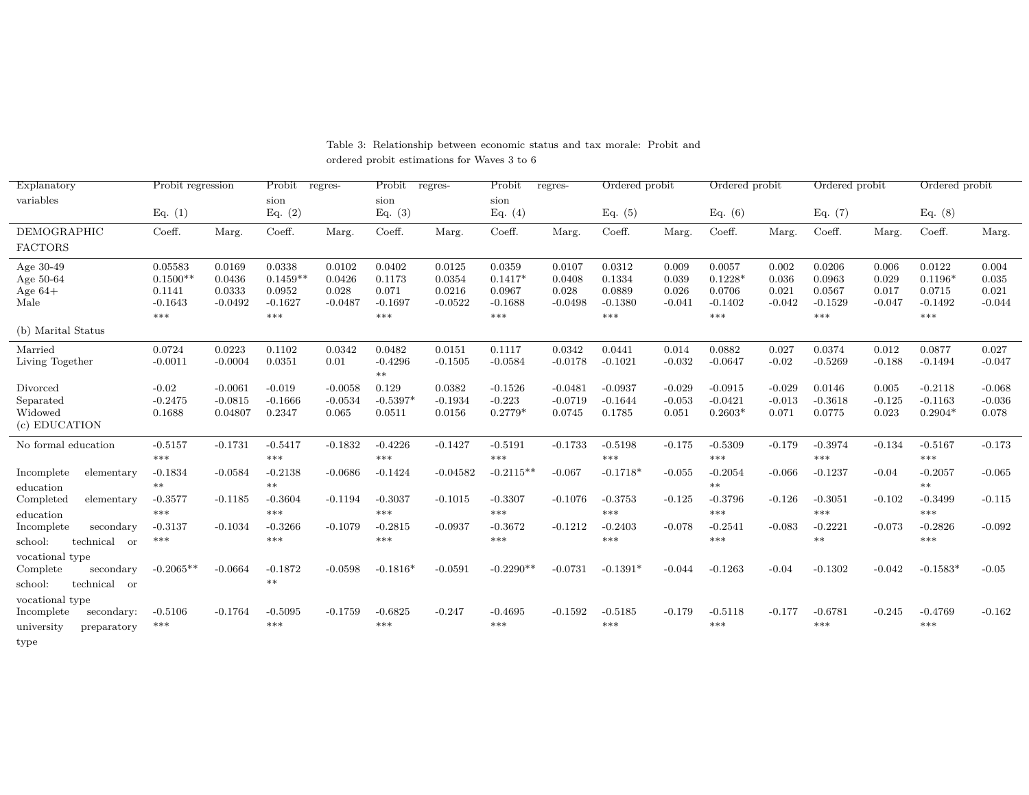Table 3: Relationship between economic status and tax morale: Probit and ordered probit estimations for Waves 3 to 6

| Explanatory variables | Probit regression Eq. (1) | | Probit regression Eq. (2) | | Probit regression Eq. (3) | | Probit regression Eq. (4) | | Ordered probit Eq. (5) | | Ordered probit Eq. (6) | | Ordered probit Eq. (7) | | Ordered probit Eq. (8) | |
|---|---|---|---|---|---|---|---|---|---|---|---|---|---|---|---|---|
| DEMOGRAPHIC FACTORS | Coeff. | Marg. | Coeff. | Marg. | Coeff. | Marg. | Coeff. | Marg. | Coeff. | Marg. | Coeff. | Marg. | Coeff. | Marg. | Coeff. | Marg. |
| Age 30-49 | 0.05583 | 0.0169 | 0.0338 | 0.0102 | 0.0402 | 0.0125 | 0.0359 | 0.0107 | 0.0312 | 0.009 | 0.0057 | 0.002 | 0.0206 | 0.006 | 0.0122 | 0.004 |
| Age 50-64 | 0.1500** | 0.0436 | 0.1459** | 0.0426 | 0.1173 | 0.0354 | 0.1417* | 0.0408 | 0.1334 | 0.039 | 0.1228* | 0.036 | 0.0963 | 0.029 | 0.1196* | 0.035 |
| Age 64+ | 0.1141 | 0.0333 | 0.0952 | 0.028 | 0.071 | 0.0216 | 0.0967 | 0.028 | 0.0889 | 0.026 | 0.0706 | 0.021 | 0.0567 | 0.017 | 0.0715 | 0.021 |
| Male | -0.1643 *** | -0.0492 | -0.1627 *** | -0.0487 | -0.1697 *** | -0.0522 | -0.1688 *** | -0.0498 | -0.1380 *** | -0.041 | -0.1402 *** | -0.042 | -0.1529 *** | -0.047 | -0.1492 *** | -0.044 |
| (b) Marital Status | | | | | | | | | | | | | | | | |
| Married | 0.0724 | 0.0223 | 0.1102 | 0.0342 | 0.0482 | 0.0151 | 0.1117 | 0.0342 | 0.0441 | 0.014 | 0.0882 | 0.027 | 0.0374 | 0.012 | 0.0877 | 0.027 |
| Living Together | -0.0011 | -0.0004 | 0.0351 | 0.01 | -0.4296 ** | -0.1505 | -0.0584 | -0.0178 | -0.1021 | -0.032 | -0.0647 | -0.02 | -0.5269 | -0.188 | -0.1494 | -0.047 |
| Divorced | -0.02 | -0.0061 | -0.019 | -0.0058 | 0.129 | 0.0382 | -0.1526 | -0.0481 | -0.0937 | -0.029 | -0.0915 | -0.029 | 0.0146 | 0.005 | -0.2118 | -0.068 |
| Separated | -0.2475 | -0.0815 | -0.1666 | -0.0534 | -0.5397* | -0.1934 | -0.223 | -0.0719 | -0.1644 | -0.053 | -0.0421 | -0.013 | -0.3618 | -0.125 | -0.1163 | -0.036 |
| Widowed | 0.1688 | 0.04807 | 0.2347 | 0.065 | 0.0511 | 0.0156 | 0.2779* | 0.0745 | 0.1785 | 0.051 | 0.2603* | 0.071 | 0.0775 | 0.023 | 0.2904* | 0.078 |
| (c) EDUCATION | | | | | | | | | | | | | | | | |
| No formal education | -0.5157 *** | -0.1731 | -0.5417 *** | -0.1832 | -0.4226 *** | -0.1427 | -0.5191 *** | -0.1733 | -0.5198 *** | -0.175 | -0.5309 *** | -0.179 | -0.3974 *** | -0.134 | -0.5167 *** | -0.173 |
| Incomplete elementary education | -0.1834 ** | -0.0584 | -0.2138 ** | -0.0686 | -0.1424 | -0.04582 | -0.2115** | -0.067 | -0.1718* | -0.055 | -0.2054 ** | -0.066 | -0.1237 | -0.04 | -0.2057 ** | -0.065 |
| Completed elementary education | -0.3577 *** | -0.1185 | -0.3604 *** | -0.1194 | -0.3037 *** | -0.1015 | -0.3307 *** | -0.1076 | -0.3753 *** | -0.125 | -0.3796 *** | -0.126 | -0.3051 *** | -0.102 | -0.3499 *** | -0.115 |
| Incomplete secondary school: technical or vocational type | -0.3137 *** | -0.1034 | -0.3266 *** | -0.1079 | -0.2815 *** | -0.0937 | -0.3672 *** | -0.1212 | -0.2403 *** | -0.078 | -0.2541 *** | -0.083 | -0.2221 ** | -0.073 | -0.2826 *** | -0.092 |
| Complete secondary school: technical or vocational type | -0.2065** | -0.0664 | -0.1872 ** | -0.0598 | -0.1816* | -0.0591 | -0.2290** | -0.0731 | -0.1391* | -0.044 | -0.1263 | -0.04 | -0.1302 | -0.042 | -0.1583* | -0.05 |
| Incomplete secondary: university preparatory type | -0.5106 *** | -0.1764 | -0.5095 *** | -0.1759 | -0.6825 *** | -0.247 | -0.4695 *** | -0.1592 | -0.5185 *** | -0.179 | -0.5118 *** | -0.177 | -0.6781 *** | -0.245 | -0.4769 *** | -0.162 |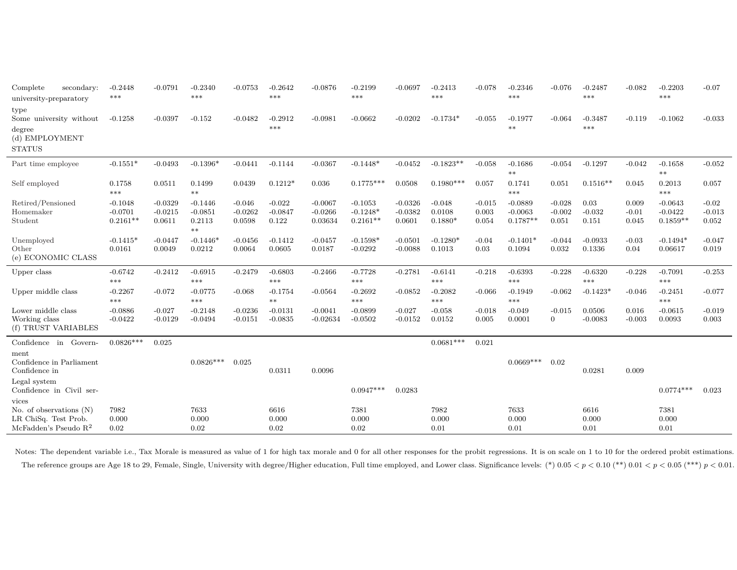| | | | | | | | | | | | | | | | | |
|---|---|---|---|---|---|---|---|---|---|---|---|---|---|---|---|---|
| Complete secondary: university-preparatory type | -0.2448 *** | -0.0791 | -0.2340 *** | -0.0753 | -0.2642 *** | -0.0876 | -0.2199 *** | -0.0697 | -0.2413 *** | -0.078 | -0.2346 *** | -0.076 | -0.2487 *** | -0.082 | -0.2203 *** | -0.07 |
| Some university without degree | -0.1258 | -0.0397 | -0.152 | -0.0482 | -0.2912 *** | -0.0981 | -0.0662 | -0.0202 | -0.1734* | -0.055 | -0.1977 ** | -0.064 | -0.3487 *** | -0.119 | -0.1062 | -0.033 |
| (d) EMPLOYMENT STATUS | | | | | | | | | | | | | | | | |
| Part time employee | -0.1551* | -0.0493 | -0.1396* | -0.0441 | -0.1144 | -0.0367 | -0.1448* | -0.0452 | -0.1823** | -0.058 | -0.1686 ** | -0.054 | -0.1297 | -0.042 | -0.1658 ** | -0.052 |
| Self employed | 0.1758 *** | 0.0511 | 0.1499 ** | 0.0439 | 0.1212* | 0.036 | 0.1775*** | 0.0508 | 0.1980*** | 0.057 | 0.1741 *** | 0.051 | 0.1516** | 0.045 | 0.2013 *** | 0.057 |
| Retired/Pensioned | -0.1048 | -0.0329 | -0.1446 | -0.046 | -0.022 | -0.0067 | -0.1053 | -0.0326 | -0.048 | -0.015 | -0.0889 | -0.028 | 0.03 | 0.009 | -0.0643 | -0.02 |
| Homemaker | -0.0701 | -0.0215 | -0.0851 | -0.0262 | -0.0847 | -0.0266 | -0.1248* | -0.0382 | 0.0108 | 0.003 | -0.0063 | -0.002 | -0.032 | -0.01 | -0.0422 | -0.013 |
| Student | 0.2161** | 0.0611 | 0.2113 ** | 0.0598 | 0.122 | 0.03634 | 0.2161** | 0.0601 | 0.1880* | 0.054 | 0.1787** | 0.051 | 0.151 | 0.045 | 0.1859** | 0.052 |
| Unemployed | -0.1415* | -0.0447 | -0.1446* | -0.0456 | -0.1412 | -0.0457 | -0.1598* | -0.0501 | -0.1280* | -0.04 | -0.1401* | -0.044 | -0.0933 | -0.03 | -0.1494* | -0.047 |
| Other | 0.0161 | 0.0049 | 0.0212 | 0.0064 | 0.0605 | 0.0187 | -0.0292 | -0.0088 | 0.1013 | 0.03 | 0.1094 | 0.032 | 0.1336 | 0.04 | 0.06617 | 0.019 |
| (e) ECONOMIC CLASS | | | | | | | | | | | | | | | | |
| Upper class | -0.6742 *** | -0.2412 | -0.6915 *** | -0.2479 | -0.6803 *** | -0.2466 | -0.7728 *** | -0.2781 | -0.6141 *** | -0.218 | -0.6393 *** | -0.228 | -0.6320 *** | -0.228 | -0.7091 *** | -0.253 |
| Upper middle class | -0.2267 *** | -0.072 | -0.0775 *** | -0.068 | -0.1754 ** | -0.0564 | -0.2692 *** | -0.0852 | -0.2082 *** | -0.066 | -0.1949 *** | -0.062 | -0.1423* | -0.046 | -0.2451 *** | -0.077 |
| Lower middle class | -0.0886 | -0.027 | -0.2148 | -0.0236 | -0.0131 | -0.0041 | -0.0899 | -0.027 | -0.058 | -0.018 | -0.049 | -0.015 | 0.0506 | 0.016 | -0.0615 | -0.019 |
| Working class | -0.0422 | -0.0129 | -0.0494 | -0.0151 | -0.0835 | -0.02634 | -0.0502 | -0.0152 | 0.0152 | 0.005 | 0.0001 | 0 | -0.0083 | -0.003 | 0.0093 | 0.003 |
| (f) TRUST VARIABLES | | | | | | | | | | | | | | | | |
| Confidence in Government | 0.0826*** | 0.025 | | | | | | | 0.0681*** | 0.021 | | | | | | |
| Confidence in Parliament | | | 0.0826*** | 0.025 | | | | | | | 0.0669*** | 0.02 | | | | |
| Confidence in Legal system | | | | | 0.0311 | 0.0096 | | | | | | | 0.0281 | 0.009 | | |
| Confidence in Civil services | | | | | | | 0.0947*** | 0.0283 | | | | | | | 0.0774*** | 0.023 |
| No. of observations (N) | 7982 | | 7633 | | 6616 | | 7381 | | 7982 | | 7633 | | 6616 | | 7381 | |
| LR ChiSq. Test Prob. | 0.000 | | 0.000 | | 0.000 | | 0.000 | | 0.000 | | 0.000 | | 0.000 | | 0.000 | |
| McFadden's Pseudo $R^2$ | 0.02 | | 0.02 | | 0.02 | | 0.02 | | 0.01 | | 0.01 | | 0.01 | | 0.01 | |

Notes: The dependent variable i.e., Tax Morale is measured as value of 1 for high tax morale and 0 for all other responses for the probit regressions. It is on scale on 1 to 10 for the ordered probit estimations. The reference groups are Age 18 to 29, Female, Single, University with degree/Higher education, Full time employed, and Lower class. Significance levels: (*) $0.05 < p < 0.10$ (**) $0.01 < p < 0.05$ (***) $p < 0.01$.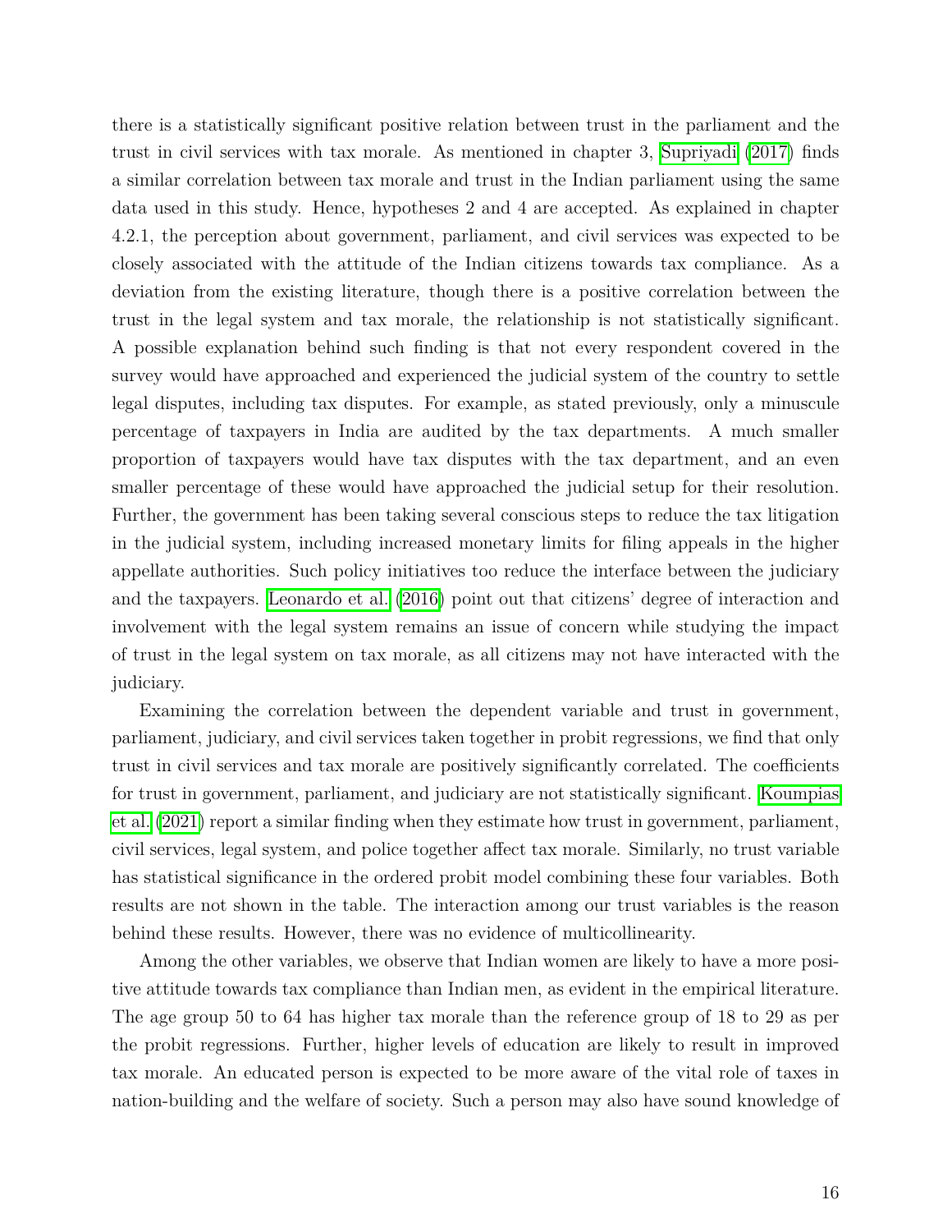there is a statistically significant positive relation between trust in the parliament and the trust in civil services with tax morale. As mentioned in chapter 3, Supriyadi (2017) finds a similar correlation between tax morale and trust in the Indian parliament using the same data used in this study. Hence, hypotheses 2 and 4 are accepted. As explained in chapter 4.2.1, the perception about government, parliament, and civil services was expected to be closely associated with the attitude of the Indian citizens towards tax compliance. As a deviation from the existing literature, though there is a positive correlation between the trust in the legal system and tax morale, the relationship is not statistically significant. A possible explanation behind such finding is that not every respondent covered in the survey would have approached and experienced the judicial system of the country to settle legal disputes, including tax disputes. For example, as stated previously, only a minuscule percentage of taxpayers in India are audited by the tax departments. A much smaller proportion of taxpayers would have tax disputes with the tax department, and an even smaller percentage of these would have approached the judicial setup for their resolution. Further, the government has been taking several conscious steps to reduce the tax litigation in the judicial system, including increased monetary limits for filing appeals in the higher appellate authorities. Such policy initiatives too reduce the interface between the judiciary and the taxpayers. Leonardo et al. (2016) point out that citizens' degree of interaction and involvement with the legal system remains an issue of concern while studying the impact of trust in the legal system on tax morale, as all citizens may not have interacted with the judiciary.

Examining the correlation between the dependent variable and trust in government, parliament, judiciary, and civil services taken together in probit regressions, we find that only trust in civil services and tax morale are positively significantly correlated. The coefficients for trust in government, parliament, and judiciary are not statistically significant. Koumpias et al. (2021) report a similar finding when they estimate how trust in government, parliament, civil services, legal system, and police together affect tax morale. Similarly, no trust variable has statistical significance in the ordered probit model combining these four variables. Both results are not shown in the table. The interaction among our trust variables is the reason behind these results. However, there was no evidence of multicollinearity.

Among the other variables, we observe that Indian women are likely to have a more positive attitude towards tax compliance than Indian men, as evident in the empirical literature. The age group 50 to 64 has higher tax morale than the reference group of 18 to 29 as per the probit regressions. Further, higher levels of education are likely to result in improved tax morale. An educated person is expected to be more aware of the vital role of taxes in nation-building and the welfare of society. Such a person may also have sound knowledge of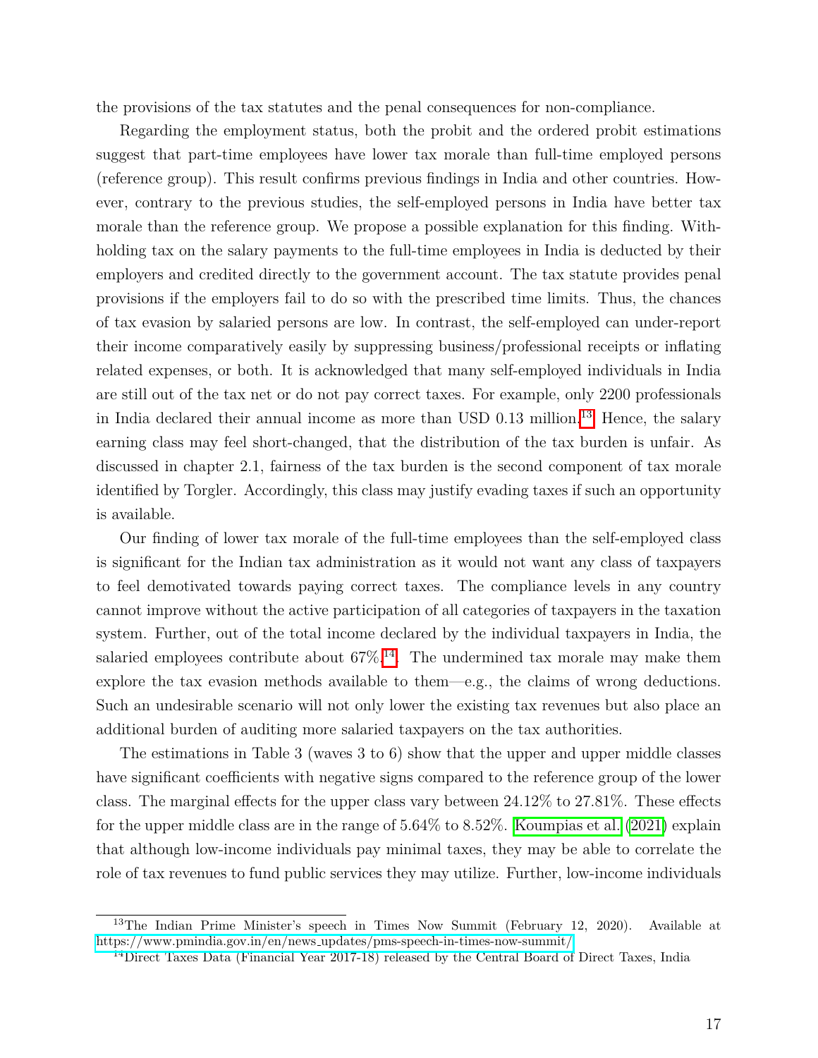the provisions of the tax statutes and the penal consequences for non-compliance.

Regarding the employment status, both the probit and the ordered probit estimations suggest that part-time employees have lower tax morale than full-time employed persons (reference group). This result confirms previous findings in India and other countries. However, contrary to the previous studies, the self-employed persons in India have better tax morale than the reference group. We propose a possible explanation for this finding. Withholding tax on the salary payments to the full-time employees in India is deducted by their employers and credited directly to the government account. The tax statute provides penal provisions if the employers fail to do so with the prescribed time limits. Thus, the chances of tax evasion by salaried persons are low. In contrast, the self-employed can under-report their income comparatively easily by suppressing business/professional receipts or inflating related expenses, or both. It is acknowledged that many self-employed individuals in India are still out of the tax net or do not pay correct taxes. For example, only 2200 professionals in India declared their annual income as more than USD 0.13 million.[13] Hence, the salary earning class may feel short-changed, that the distribution of the tax burden is unfair. As discussed in chapter 2.1, fairness of the tax burden is the second component of tax morale identified by Torgler. Accordingly, this class may justify evading taxes if such an opportunity is available.

Our finding of lower tax morale of the full-time employees than the self-employed class is significant for the Indian tax administration as it would not want any class of taxpayers to feel demotivated towards paying correct taxes. The compliance levels in any country cannot improve without the active participation of all categories of taxpayers in the taxation system. Further, out of the total income declared by the individual taxpayers in India, the salaried employees contribute about 67%.[14]. The undermined tax morale may make them explore the tax evasion methods available to them—e.g., the claims of wrong deductions. Such an undesirable scenario will not only lower the existing tax revenues but also place an additional burden of auditing more salaried taxpayers on the tax authorities.

The estimations in Table 3 (waves 3 to 6) show that the upper and upper middle classes have significant coefficients with negative signs compared to the reference group of the lower class. The marginal effects for the upper class vary between 24.12% to 27.81%. These effects for the upper middle class are in the range of 5.64% to 8.52%. Koumpias et al. (2021) explain that although low-income individuals pay minimal taxes, they may be able to correlate the role of tax revenues to fund public services they may utilize. Further, low-income individuals

[13] The Indian Prime Minister's speech in Times Now Summit (February 12, 2020). Available at https://www.pmindia.gov.in/en/news_updates/pms-speech-in-times-now-summit/

[14] Direct Taxes Data (Financial Year 2017-18) released by the Central Board of Direct Taxes, India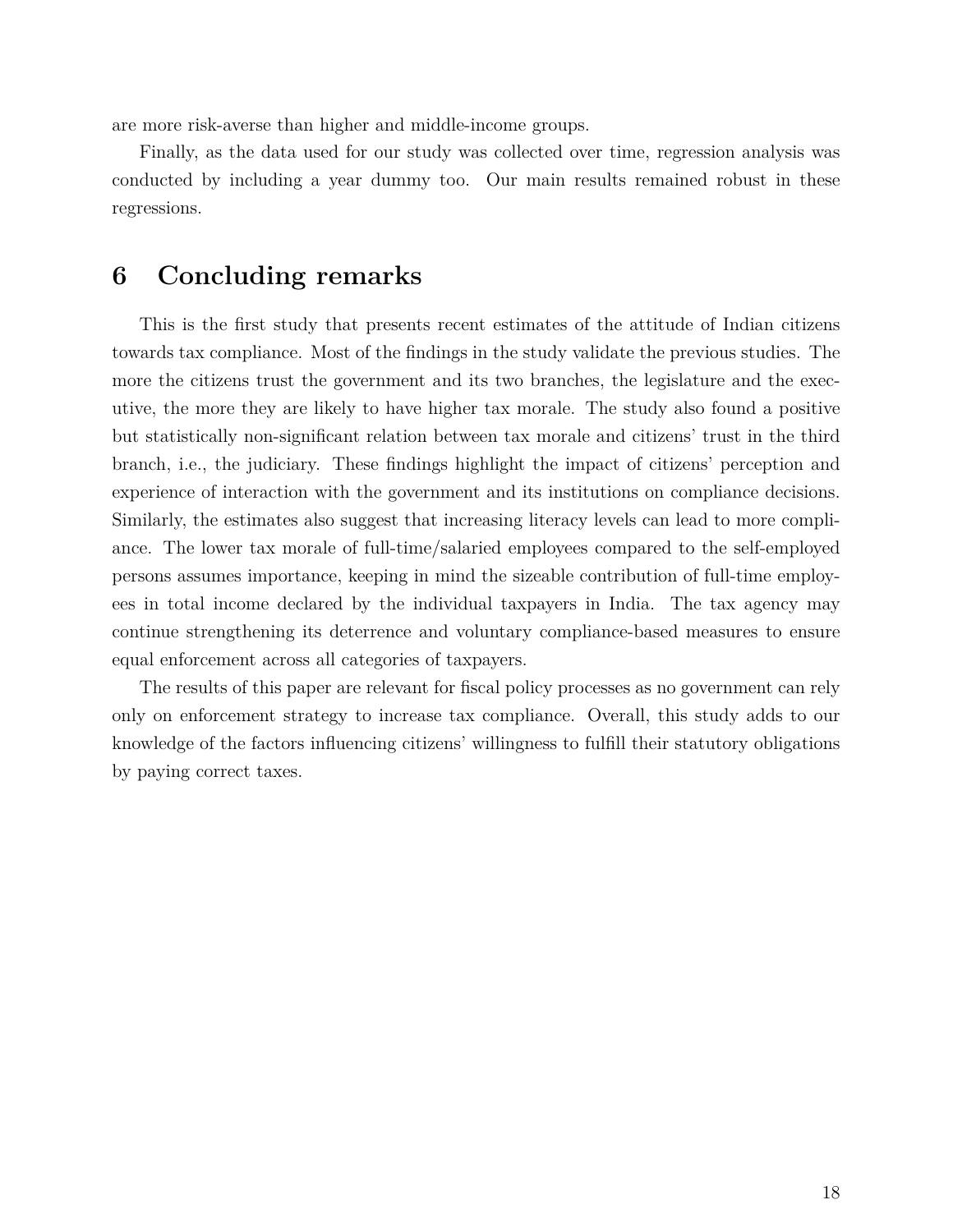are more risk-averse than higher and middle-income groups.

Finally, as the data used for our study was collected over time, regression analysis was conducted by including a year dummy too. Our main results remained robust in these regressions.

## 6 Concluding remarks

This is the first study that presents recent estimates of the attitude of Indian citizens towards tax compliance. Most of the findings in the study validate the previous studies. The more the citizens trust the government and its two branches, the legislature and the executive, the more they are likely to have higher tax morale. The study also found a positive but statistically non-significant relation between tax morale and citizens' trust in the third branch, i.e., the judiciary. These findings highlight the impact of citizens' perception and experience of interaction with the government and its institutions on compliance decisions. Similarly, the estimates also suggest that increasing literacy levels can lead to more compliance. The lower tax morale of full-time/salaried employees compared to the self-employed persons assumes importance, keeping in mind the sizeable contribution of full-time employees in total income declared by the individual taxpayers in India. The tax agency may continue strengthening its deterrence and voluntary compliance-based measures to ensure equal enforcement across all categories of taxpayers.

The results of this paper are relevant for fiscal policy processes as no government can rely only on enforcement strategy to increase tax compliance. Overall, this study adds to our knowledge of the factors influencing citizens' willingness to fulfill their statutory obligations by paying correct taxes.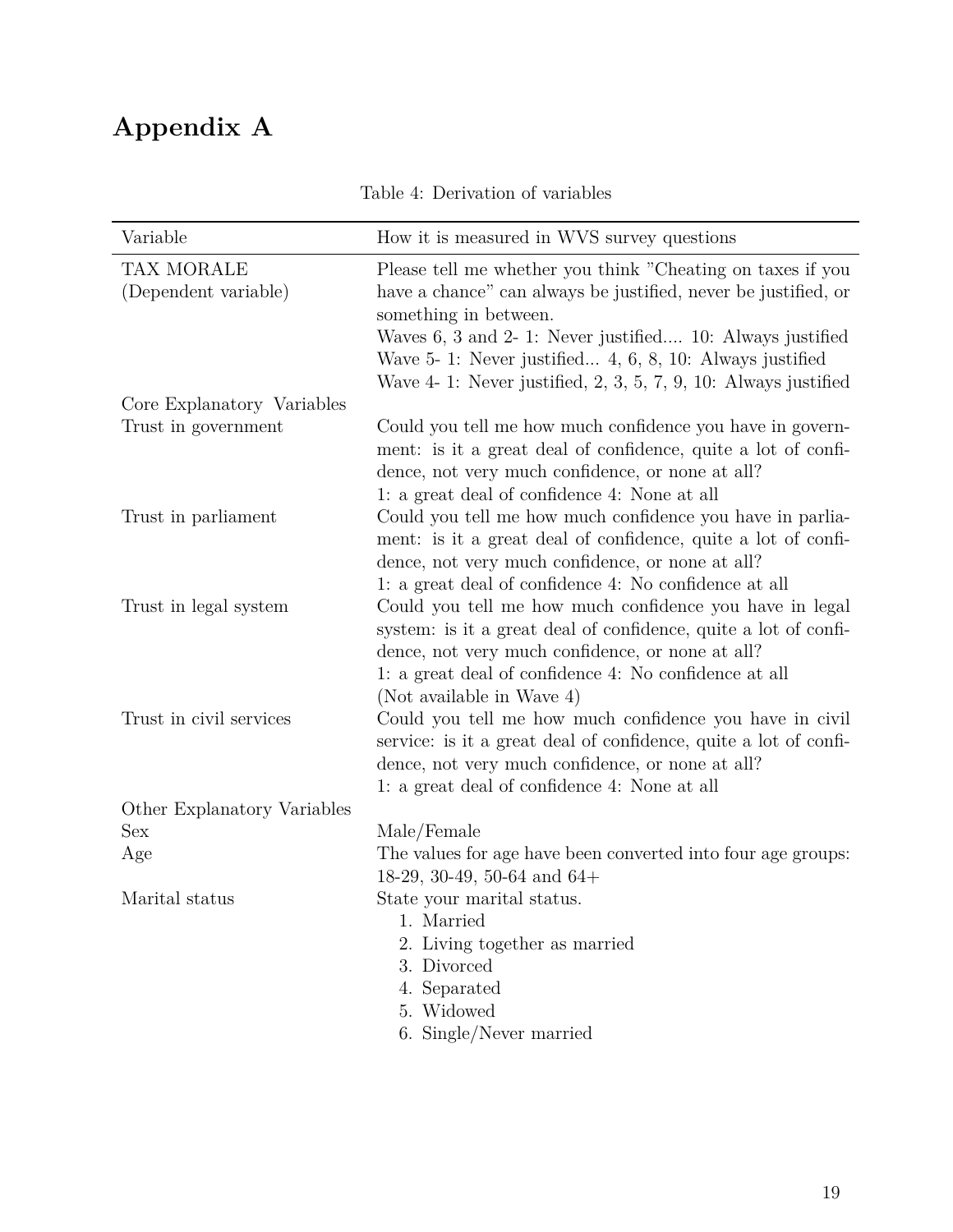# Appendix A

Table 4: Derivation of variables

| Variable | How it is measured in WVS survey questions |
|---|---|
| TAX MORALE (Dependent variable) | Please tell me whether you think "Cheating on taxes if you have a chance" can always be justified, never be justified, or something in between. Waves 6, 3 and 2- 1: Never justified.... 10: Always justified Wave 5- 1: Never justified... 4, 6, 8, 10: Always justified Wave 4- 1: Never justified, 2, 3, 5, 7, 9, 10: Always justified |
| Core Explanatory Variables | |
| Trust in government | Could you tell me how much confidence you have in government: is it a great deal of confidence, quite a lot of confidence, not very much confidence, or none at all? 1: a great deal of confidence 4: None at all |
| Trust in parliament | Could you tell me how much confidence you have in parliament: is it a great deal of confidence, quite a lot of confidence, not very much confidence, or none at all? 1: a great deal of confidence 4: No confidence at all |
| Trust in legal system | Could you tell me how much confidence you have in legal system: is it a great deal of confidence, quite a lot of confidence, not very much confidence, or none at all? 1: a great deal of confidence 4: No confidence at all (Not available in Wave 4) |
| Trust in civil services | Could you tell me how much confidence you have in civil service: is it a great deal of confidence, quite a lot of confidence, not very much confidence, or none at all? 1: a great deal of confidence 4: None at all |
| Other Explanatory Variables | |
| Sex | Male/Female |
| Age | The values for age have been converted into four age groups: 18-29, 30-49, 50-64 and 64+ |
| Marital status | State your marital status. 1. Married 2. Living together as married 3. Divorced 4. Separated 5. Widowed 6. Single/Never married |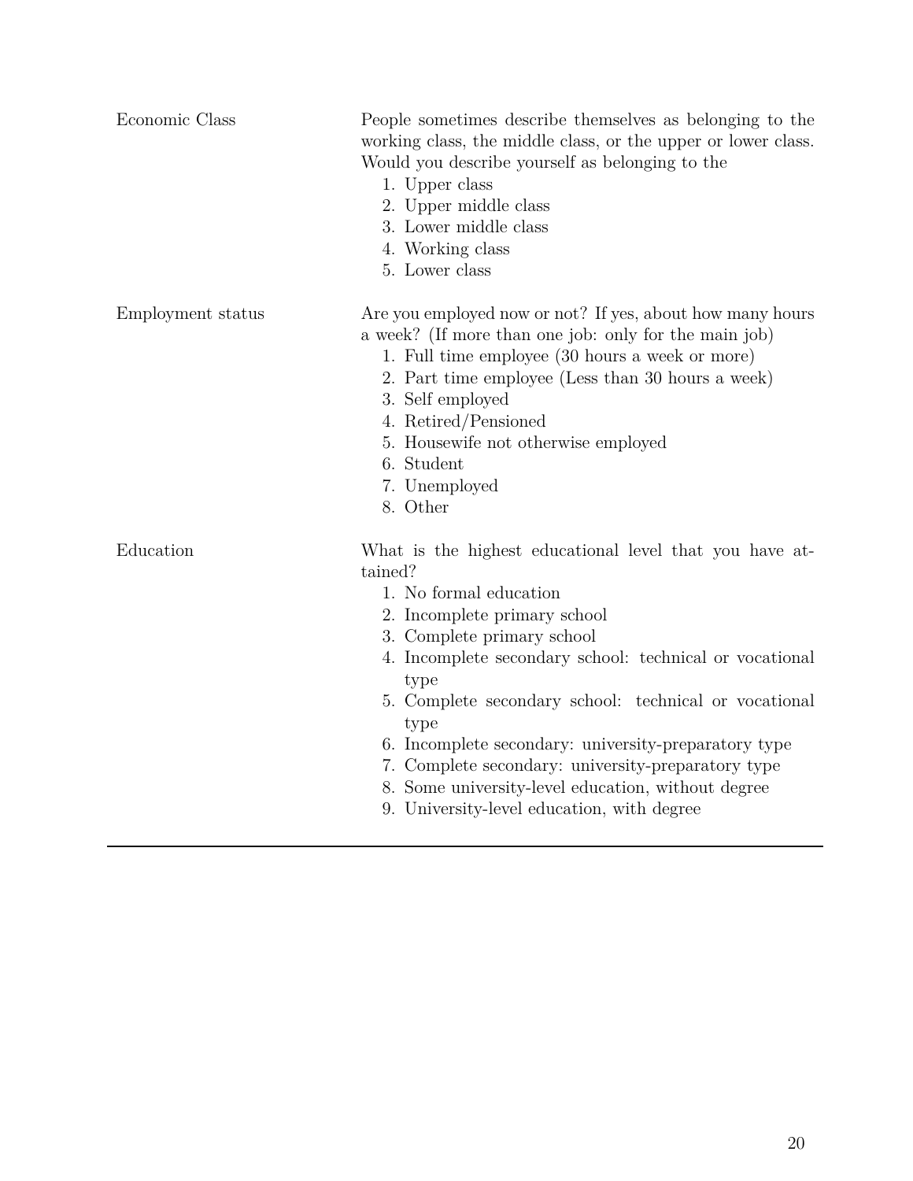| | |
|---|---|
| Economic Class | People sometimes describe themselves as belonging to the working class, the middle class, or the upper or lower class. Would you describe yourself as belonging to the<br>1. Upper class<br>2. Upper middle class<br>3. Lower middle class<br>4. Working class<br>5. Lower class |
| Employment status | Are you employed now or not? If yes, about how many hours a week? (If more than one job: only for the main job)<br>1. Full time employee (30 hours a week or more)<br>2. Part time employee (Less than 30 hours a week)<br>3. Self employed<br>4. Retired/Pensioned<br>5. Housewife not otherwise employed<br>6. Student<br>7. Unemployed<br>8. Other |
| Education | What is the highest educational level that you have attained?<br>1. No formal education<br>2. Incomplete primary school<br>3. Complete primary school<br>4. Incomplete secondary school: technical or vocational type<br>5. Complete secondary school: technical or vocational type<br>6. Incomplete secondary: university-preparatory type<br>7. Complete secondary: university-preparatory type<br>8. Some university-level education, without degree<br>9. University-level education, with degree |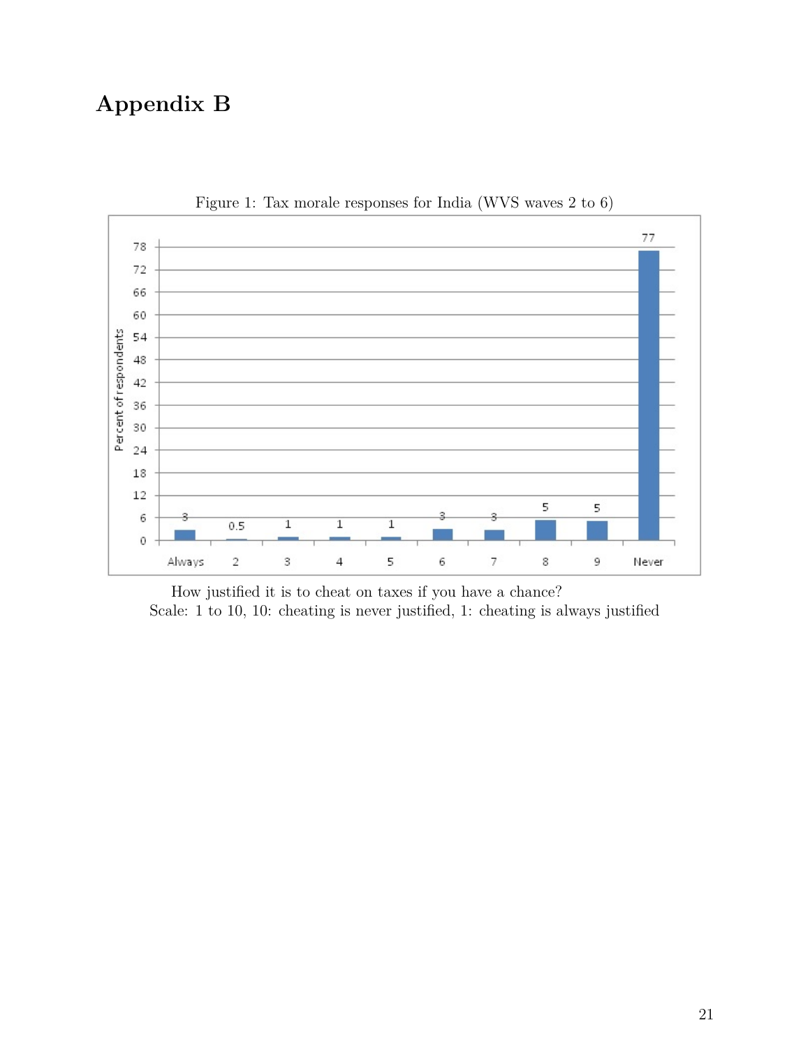# Appendix B

Figure 1: Tax morale responses for India (WVS waves 2 to 6)

| Response | Percent of respondents |
|---|---|
| Always | 3 |
| 2 | 0.5 |
| 3 | 1 |
| 4 | 1 |
| 5 | 1 |
| 6 | 3 |
| 7 | 3 |
| 8 | 5 |
| 9 | 5 |
| Never | 77 |

How justified it is to cheat on taxes if you have a chance?
Scale: 1 to 10, 10: cheating is never justified, 1: cheating is always justified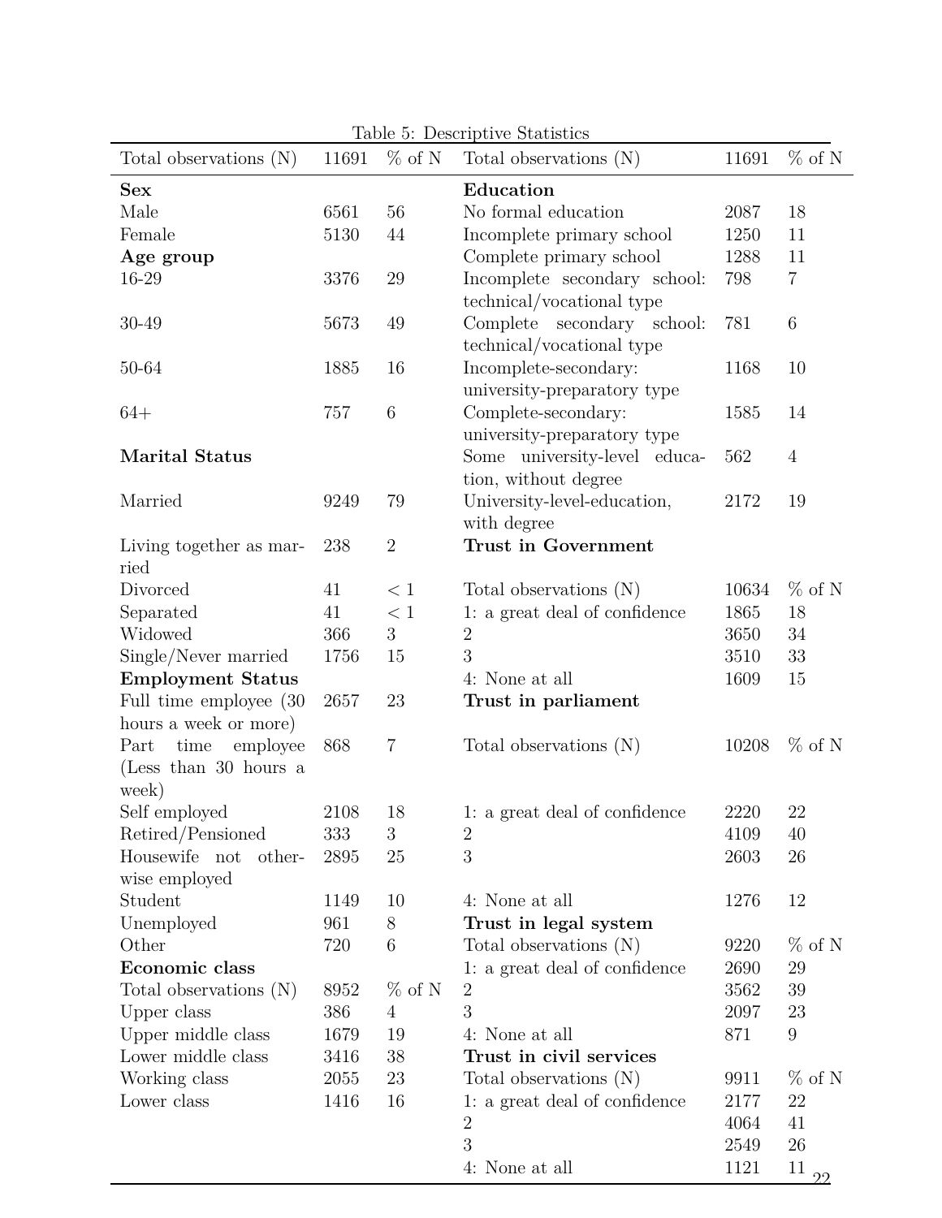Table 5: Descriptive Statistics

| Total observations (N) | 11691 | % of N | Total observations (N) | 11691 | % of N |
|---|---|---|---|---|---|
| **Sex** | | | **Education** | | |
| Male | 6561 | 56 | No formal education | 2087 | 18 |
| Female | 5130 | 44 | Incomplete primary school | 1250 | 11 |
| **Age group** | | | Complete primary school | 1288 | 11 |
| 16-29 | 3376 | 29 | Incomplete secondary school: technical/vocational type | 798 | 7 |
| 30-49 | 5673 | 49 | Complete secondary school: technical/vocational type | 781 | 6 |
| 50-64 | 1885 | 16 | Incomplete-secondary: university-preparatory type | 1168 | 10 |
| 64+ | 757 | 6 | Complete-secondary: university-preparatory type | 1585 | 14 |
| **Marital Status** | | | Some university-level education, without degree | 562 | 4 |
| Married | 9249 | 79 | University-level-education, with degree | 2172 | 19 |
| Living together as married | 238 | 2 | **Trust in Government** | | |
| Divorced | 41 | < 1 | Total observations (N) | 10634 | % of N |
| Separated | 41 | < 1 | 1: a great deal of confidence | 1865 | 18 |
| Widowed | 366 | 3 | 2 | 3650 | 34 |
| Single/Never married | 1756 | 15 | 3 | 3510 | 33 |
| **Employment Status** | | | 4: None at all | 1609 | 15 |
| Full time employee (30 hours a week or more) | 2657 | 23 | **Trust in parliament** | | |
| Part time employee (Less than 30 hours a week) | 868 | 7 | Total observations (N) | 10208 | % of N |
| Self employed | 2108 | 18 | 1: a great deal of confidence | 2220 | 22 |
| Retired/Pensioned | 333 | 3 | 2 | 4109 | 40 |
| Housewife not otherwise employed | 2895 | 25 | 3 | 2603 | 26 |
| Student | 1149 | 10 | 4: None at all | 1276 | 12 |
| Unemployed | 961 | 8 | **Trust in legal system** | | |
| Other | 720 | 6 | Total observations (N) | 9220 | % of N |
| **Economic class** | | | 1: a great deal of confidence | 2690 | 29 |
| Total observations (N) | 8952 | % of N | 2 | 3562 | 39 |
| Upper class | 386 | 4 | 3 | 2097 | 23 |
| Upper middle class | 1679 | 19 | 4: None at all | 871 | 9 |
| Lower middle class | 3416 | 38 | **Trust in civil services** | | |
| Working class | 2055 | 23 | Total observations (N) | 9911 | % of N |
| Lower class | 1416 | 16 | 1: a great deal of confidence | 2177 | 22 |
| | | | 2 | 4064 | 41 |
| | | | 3 | 2549 | 26 |
| | | | 4: None at all | 1121 | 11 |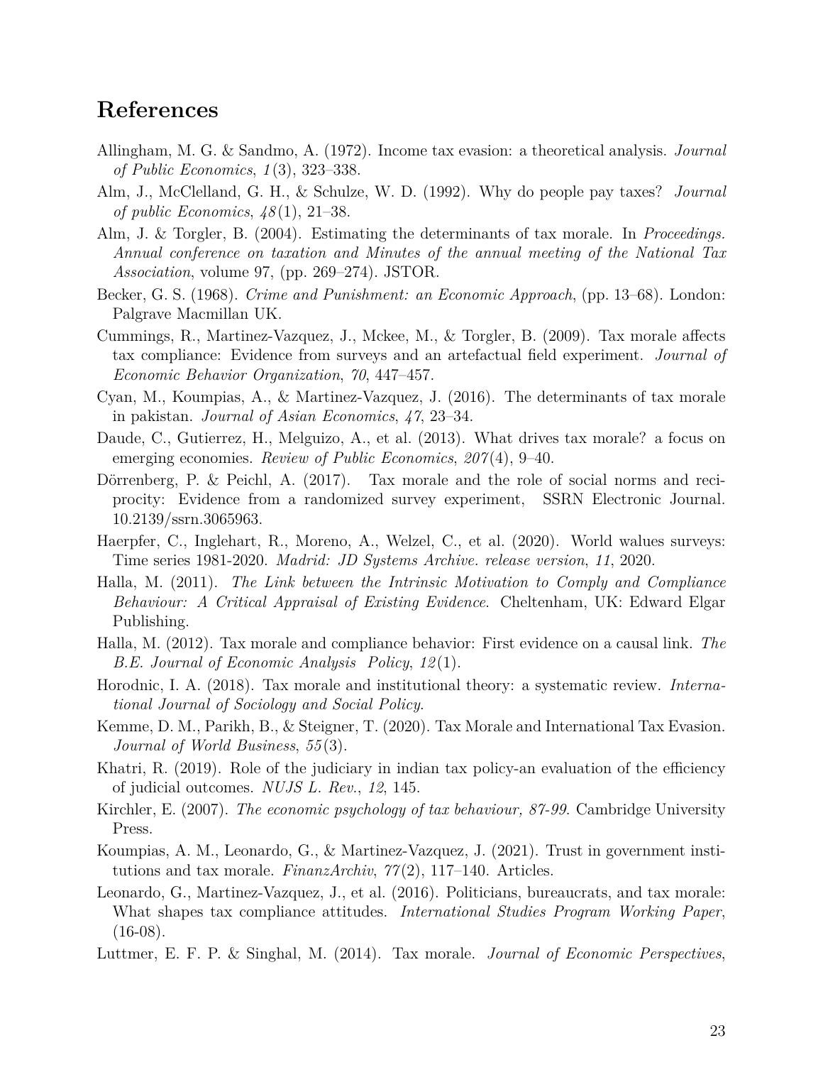## References

Allingham, M. G. & Sandmo, A. (1972). Income tax evasion: a theoretical analysis. *Journal of Public Economics*, *1*(3), 323–338.

Alm, J., McClelland, G. H., & Schulze, W. D. (1992). Why do people pay taxes? *Journal of public Economics*, *48*(1), 21–38.

Alm, J. & Torgler, B. (2004). Estimating the determinants of tax morale. In *Proceedings. Annual conference on taxation and Minutes of the annual meeting of the National Tax Association*, volume 97, (pp. 269–274). JSTOR.

Becker, G. S. (1968). *Crime and Punishment: an Economic Approach*, (pp. 13–68). London: Palgrave Macmillan UK.

Cummings, R., Martinez-Vazquez, J., Mckee, M., & Torgler, B. (2009). Tax morale affects tax compliance: Evidence from surveys and an artefactual field experiment. *Journal of Economic Behavior Organization*, *70*, 447–457.

Cyan, M., Koumpias, A., & Martinez-Vazquez, J. (2016). The determinants of tax morale in pakistan. *Journal of Asian Economics*, *47*, 23–34.

Daude, C., Gutierrez, H., Melguizo, A., et al. (2013). What drives tax morale? a focus on emerging economies. *Review of Public Economics*, *207*(4), 9–40.

Dörrenberg, P. & Peichl, A. (2017). Tax morale and the role of social norms and reciprocity: Evidence from a randomized survey experiment, SSRN Electronic Journal. 10.2139/ssrn.3065963.

Haerpfer, C., Inglehart, R., Moreno, A., Welzel, C., et al. (2020). World walues surveys: Time series 1981-2020. *Madrid: JD Systems Archive. release version*, *11*, 2020.

Halla, M. (2011). *The Link between the Intrinsic Motivation to Comply and Compliance Behaviour: A Critical Appraisal of Existing Evidence*. Cheltenham, UK: Edward Elgar Publishing.

Halla, M. (2012). Tax morale and compliance behavior: First evidence on a causal link. *The B.E. Journal of Economic Analysis Policy*, *12*(1).

Horodnic, I. A. (2018). Tax morale and institutional theory: a systematic review. *International Journal of Sociology and Social Policy*.

Kemme, D. M., Parikh, B., & Steigner, T. (2020). Tax Morale and International Tax Evasion. *Journal of World Business*, *55*(3).

Khatri, R. (2019). Role of the judiciary in indian tax policy-an evaluation of the efficiency of judicial outcomes. *NUJS L. Rev.*, *12*, 145.

Kirchler, E. (2007). *The economic psychology of tax behaviour, 87-99*. Cambridge University Press.

Koumpias, A. M., Leonardo, G., & Martinez-Vazquez, J. (2021). Trust in government institutions and tax morale. *FinanzArchiv*, *77*(2), 117–140. Articles.

Leonardo, G., Martinez-Vazquez, J., et al. (2016). Politicians, bureaucrats, and tax morale: What shapes tax compliance attitudes. *International Studies Program Working Paper*, (16-08).

Luttmer, E. F. P. & Singhal, M. (2014). Tax morale. *Journal of Economic Perspectives*,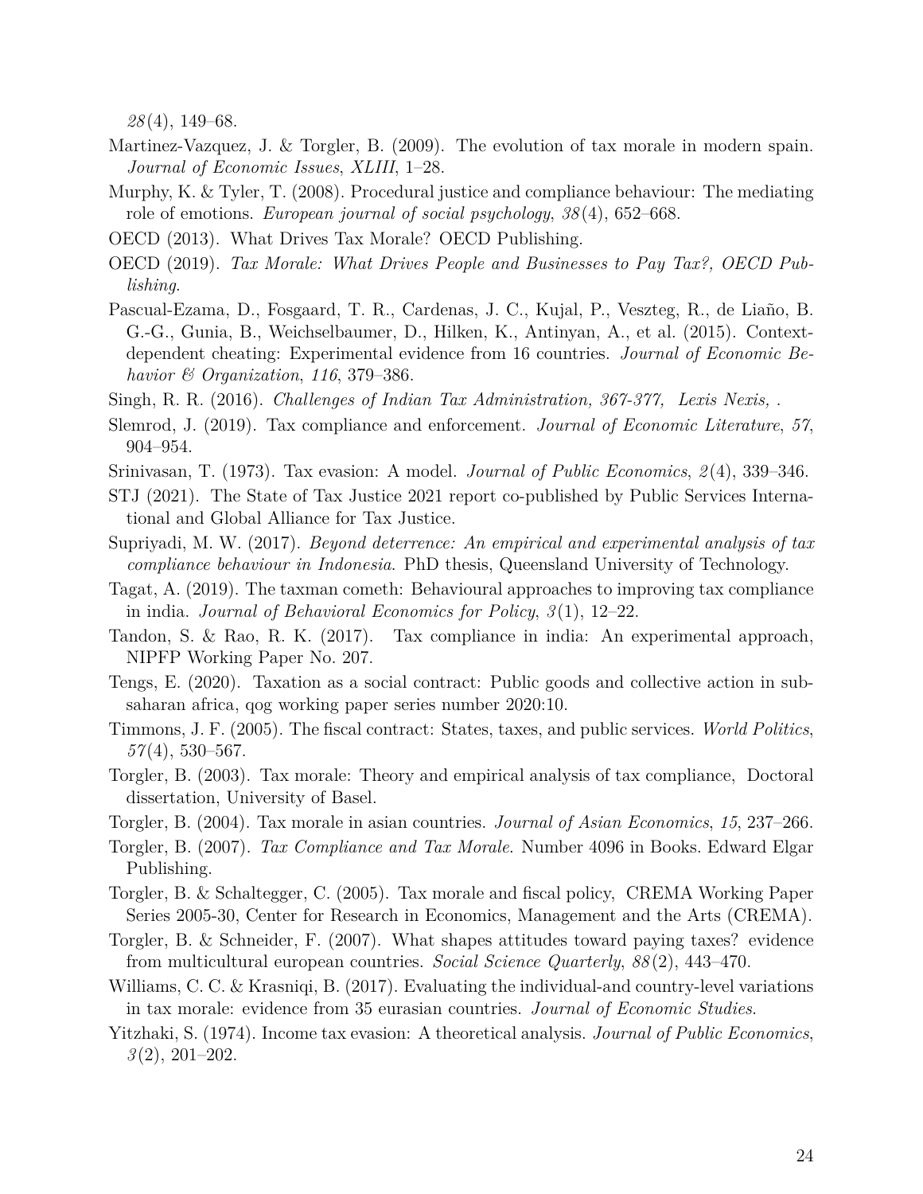*28*(4), 149–68.

Martinez-Vazquez, J. & Torgler, B. (2009). The evolution of tax morale in modern spain. *Journal of Economic Issues*, *XLIII*, 1–28.

Murphy, K. & Tyler, T. (2008). Procedural justice and compliance behaviour: The mediating role of emotions. *European journal of social psychology*, *38*(4), 652–668.

OECD (2013). What Drives Tax Morale? OECD Publishing.

OECD (2019). *Tax Morale: What Drives People and Businesses to Pay Tax?, OECD Publishing*.

Pascual-Ezama, D., Fosgaard, T. R., Cardenas, J. C., Kujal, P., Veszteg, R., de Liaño, B. G.-G., Gunia, B., Weichselbaumer, D., Hilken, K., Antinyan, A., et al. (2015). Context-dependent cheating: Experimental evidence from 16 countries. *Journal of Economic Behavior & Organization*, *116*, 379–386.

Singh, R. R. (2016). *Challenges of Indian Tax Administration, 367-377, Lexis Nexis, .*

Slemrod, J. (2019). Tax compliance and enforcement. *Journal of Economic Literature*, *57*, 904–954.

Srinivasan, T. (1973). Tax evasion: A model. *Journal of Public Economics*, *2*(4), 339–346.

STJ (2021). The State of Tax Justice 2021 report co-published by Public Services International and Global Alliance for Tax Justice.

Supriyadi, M. W. (2017). *Beyond deterrence: An empirical and experimental analysis of tax compliance behaviour in Indonesia*. PhD thesis, Queensland University of Technology.

Tagat, A. (2019). The taxman cometh: Behavioural approaches to improving tax compliance in india. *Journal of Behavioral Economics for Policy*, *3*(1), 12–22.

Tandon, S. & Rao, R. K. (2017). Tax compliance in india: An experimental approach, NIPFP Working Paper No. 207.

Tengs, E. (2020). Taxation as a social contract: Public goods and collective action in sub-saharan africa, qog working paper series number 2020:10.

Timmons, J. F. (2005). The fiscal contract: States, taxes, and public services. *World Politics*, *57*(4), 530–567.

Torgler, B. (2003). Tax morale: Theory and empirical analysis of tax compliance, Doctoral dissertation, University of Basel.

Torgler, B. (2004). Tax morale in asian countries. *Journal of Asian Economics*, *15*, 237–266.

Torgler, B. (2007). *Tax Compliance and Tax Morale*. Number 4096 in Books. Edward Elgar Publishing.

Torgler, B. & Schaltegger, C. (2005). Tax morale and fiscal policy, CREMA Working Paper Series 2005-30, Center for Research in Economics, Management and the Arts (CREMA).

Torgler, B. & Schneider, F. (2007). What shapes attitudes toward paying taxes? evidence from multicultural european countries. *Social Science Quarterly*, *88*(2), 443–470.

Williams, C. C. & Krasniqi, B. (2017). Evaluating the individual-and country-level variations in tax morale: evidence from 35 eurasian countries. *Journal of Economic Studies*.

Yitzhaki, S. (1974). Income tax evasion: A theoretical analysis. *Journal of Public Economics*, *3*(2), 201–202.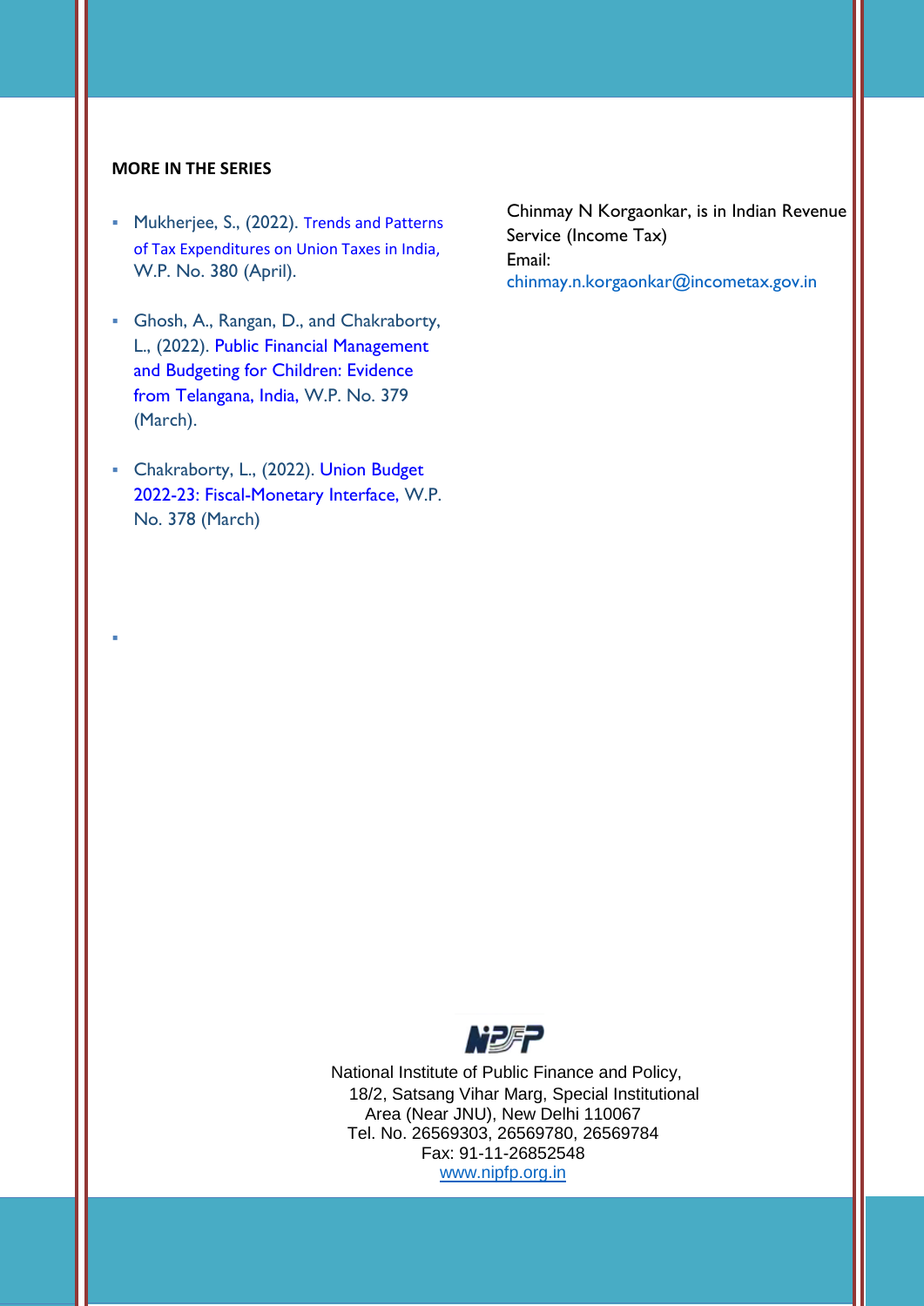**MORE IN THE SERIES**

- Mukherjee, S., (2022). Trends and Patterns of Tax Expenditures on Union Taxes in India, W.P. No. 380 (April).
- Ghosh, A., Rangan, D., and Chakraborty, L., (2022). Public Financial Management and Budgeting for Children: Evidence from Telangana, India, W.P. No. 379 (March).
- Chakraborty, L., (2022). Union Budget 2022-23: Fiscal-Monetary Interface, W.P. No. 378 (March)

Chinmay N Korgaonkar, is in Indian Revenue Service (Income Tax)
Email:
chinmay.n.korgaonkar@incometax.gov.in

NIPFP

National Institute of Public Finance and Policy,
18/2, Satsang Vihar Marg, Special Institutional
Area (Near JNU), New Delhi 110067
Tel. No. 26569303, 26569780, 26569784
Fax: 91-11-26852548
www.nipfp.org.in